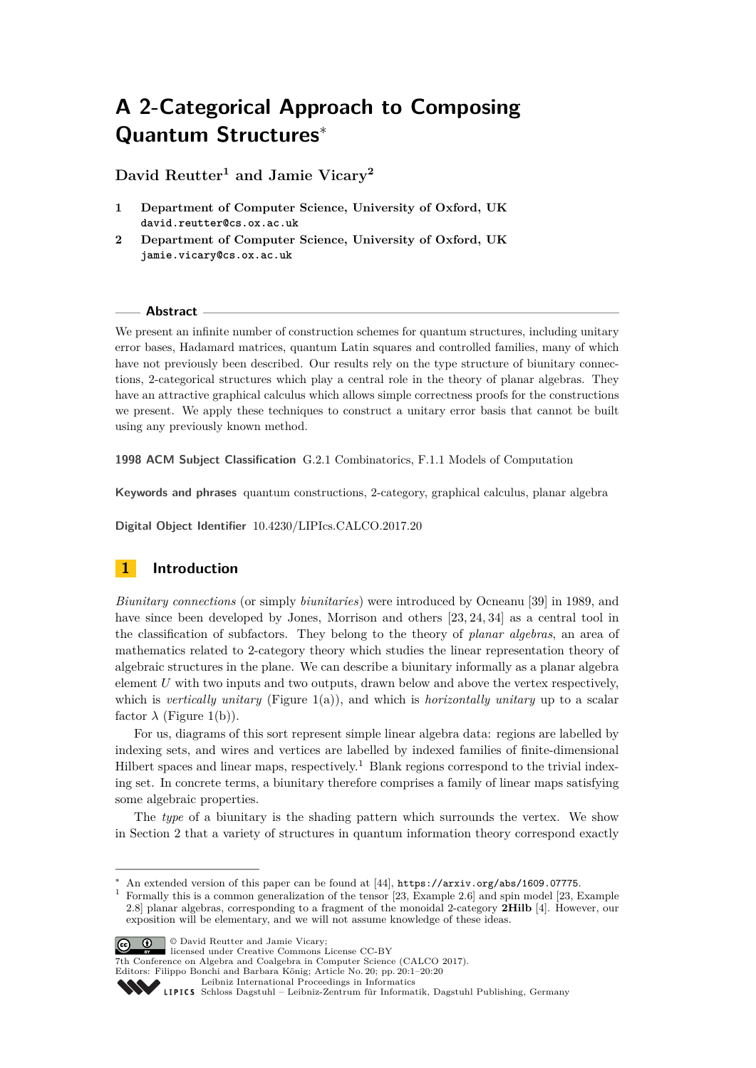# A 2-Categorical Approach to Composing Quantum Structures*

**David Reutter[1] and Jamie Vicary[2]**

1 **Department of Computer Science, University of Oxford, UK**
`david.reutter@cs.ox.ac.uk`

2 **Department of Computer Science, University of Oxford, UK**
`jamie.vicary@cs.ox.ac.uk`

## Abstract

We present an infinite number of construction schemes for quantum structures, including unitary error bases, Hadamard matrices, quantum Latin squares and controlled families, many of which have not previously been described. Our results rely on the type structure of biunitary connections, 2-categorical structures which play a central role in the theory of planar algebras. They have an attractive graphical calculus which allows simple correctness proofs for the constructions we present. We apply these techniques to construct a unitary error basis that cannot be built using any previously known method.

**1998 ACM Subject Classification** G.2.1 Combinatorics, F.1.1 Models of Computation

**Keywords and phrases** quantum constructions, 2-category, graphical calculus, planar algebra

**Digital Object Identifier** 10.4230/LIPIcs.CALCO.2017.20

## 1 Introduction

*Biunitary connections* (or simply *biunitaries*) were introduced by Ocneanu [39] in 1989, and have since been developed by Jones, Morrison and others [23, 24, 34] as a central tool in the classification of subfactors. They belong to the theory of *planar algebras*, an area of mathematics related to 2-category theory which studies the linear representation theory of algebraic structures in the plane. We can describe a biunitary informally as a planar algebra element $U$ with two inputs and two outputs, drawn below and above the vertex respectively, which is *vertically unitary* (Figure 1(a)), and which is *horizontally unitary* up to a scalar factor $\lambda$ (Figure 1(b)).

For us, diagrams of this sort represent simple linear algebra data: regions are labelled by indexing sets, and wires and vertices are labelled by indexed families of finite-dimensional Hilbert spaces and linear maps, respectively.[1] Blank regions correspond to the trivial indexing set. In concrete terms, a biunitary therefore comprises a family of linear maps satisfying some algebraic properties.

The *type* of a biunitary is the shading pattern which surrounds the vertex. We show in Section 2 that a variety of structures in quantum information theory correspond exactly

---

* An extended version of this paper can be found at [44], `https://arxiv.org/abs/1609.07775`.

[1] Formally this is a common generalization of the tensor [23, Example 2.6] and spin model [23, Example 2.8] planar algebras, corresponding to a fragment of the monoidal 2-category **2Hilb** [4]. However, our exposition will be elementary, and we will not assume knowledge of these ideas.

© David Reutter and Jamie Vicary;
licensed under Creative Commons License CC-BY
7th Conference on Algebra and Coalgebra in Computer Science (CALCO 2017).
Editors: Filippo Bonchi and Barbara König; Article No. 20; pp. 20:1–20:20
Leibniz International Proceedings in Informatics
Schloss Dagstuhl – Leibniz-Zentrum für Informatik, Dagstuhl Publishing, Germany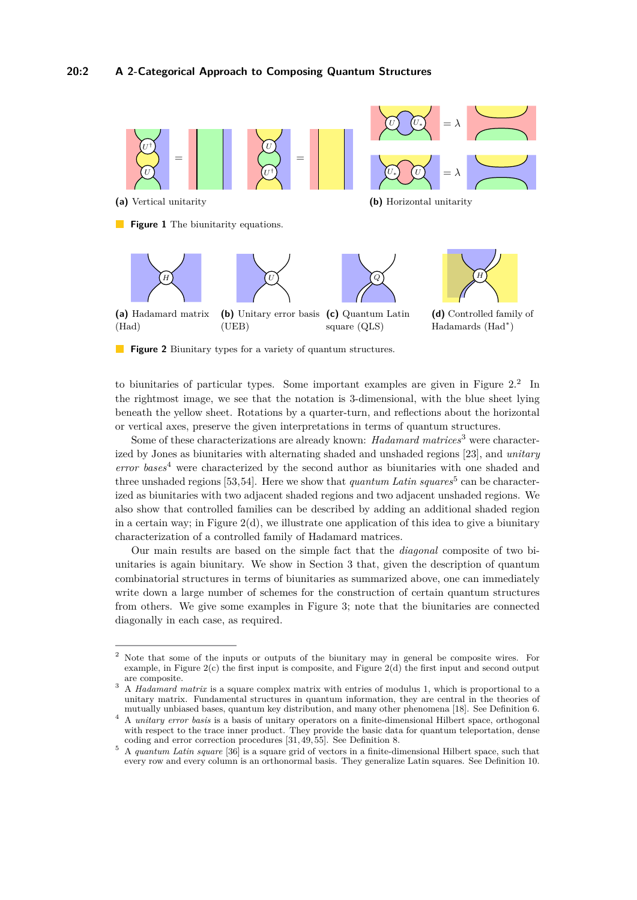(a) Vertical unitarity

(b) Horizontal unitarity

**Figure 1** The biunitarity equations.

(a) Hadamard matrix (Had)

(b) Unitary error basis (UEB)

(c) Quantum Latin square (QLS)

(d) Controlled family of Hadamards (Had*)

**Figure 2** Biunitary types for a variety of quantum structures.

to biunitaries of particular types. Some important examples are given in Figure 2.[2] In the rightmost image, we see that the notation is 3-dimensional, with the blue sheet lying beneath the yellow sheet. Rotations by a quarter-turn, and reflections about the horizontal or vertical axes, preserve the given interpretations in terms of quantum structures.

Some of these characterizations are already known: *Hadamard matrices*[3] were characterized by Jones as biunitaries with alternating shaded and unshaded regions [23], and *unitary error bases*[4] were characterized by the second author as biunitaries with one shaded and three unshaded regions [53,54]. Here we show that *quantum Latin squares*[5] can be characterized as biunitaries with two adjacent shaded regions and two adjacent unshaded regions. We also show that controlled families can be described by adding an additional shaded region in a certain way; in Figure 2(d), we illustrate one application of this idea to give a biunitary characterization of a controlled family of Hadamard matrices.

Our main results are based on the simple fact that the *diagonal* composite of two biunitaries is again biunitary. We show in Section 3 that, given the description of quantum combinatorial structures in terms of biunitaries as summarized above, one can immediately write down a large number of schemes for the construction of certain quantum structures from others. We give some examples in Figure 3; note that the biunitaries are connected diagonally in each case, as required.

---

[2] Note that some of the inputs or outputs of the biunitary may in general be composite wires. For example, in Figure 2(c) the first input is composite, and Figure 2(d) the first input and second output are composite.

[3] A *Hadamard matrix* is a square complex matrix with entries of modulus 1, which is proportional to a unitary matrix. Fundamental structures in quantum information, they are central in the theories of mutually unbiased bases, quantum key distribution, and many other phenomena [18]. See Definition 6.

[4] A *unitary error basis* is a basis of unitary operators on a finite-dimensional Hilbert space, orthogonal with respect to the trace inner product. They provide the basic data for quantum teleportation, dense coding and error correction procedures [31,49,55]. See Definition 8.

[5] A *quantum Latin square* [36] is a square grid of vectors in a finite-dimensional Hilbert space, such that every row and every column is an orthonormal basis. They generalize Latin squares. See Definition 10.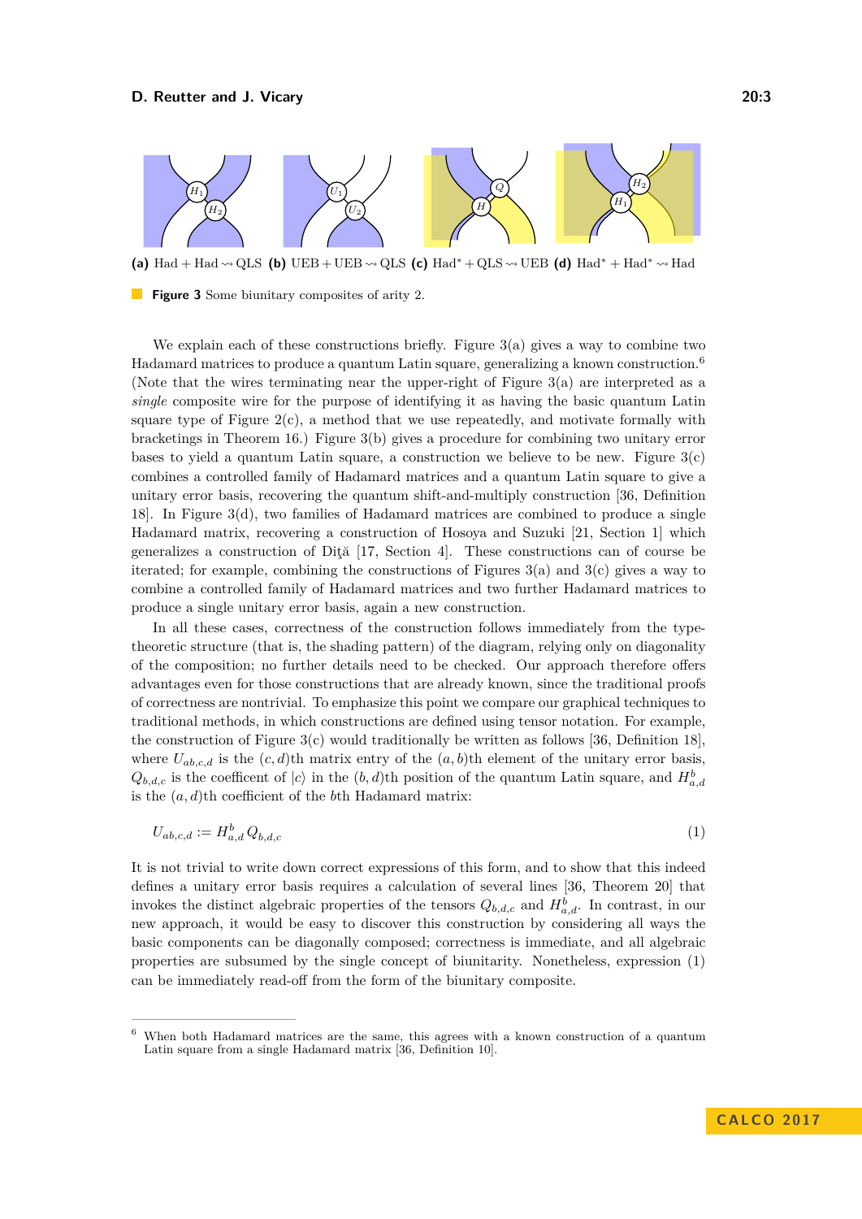(a) Had + Had ⇝ QLS **(b)** UEB + UEB ⇝ QLS **(c)** Had* + QLS ⇝ UEB **(d)** Had* + Had* ⇝ Had

**Figure 3** Some biunitary composites of arity 2.

We explain each of these constructions briefly. Figure 3(a) gives a way to combine two Hadamard matrices to produce a quantum Latin square, generalizing a known construction.[6] (Note that the wires terminating near the upper-right of Figure 3(a) are interpreted as a *single* composite wire for the purpose of identifying it as having the basic quantum Latin square type of Figure 2(c), a method that we use repeatedly, and motivate formally with bracketings in Theorem 16.) Figure 3(b) gives a procedure for combining two unitary error bases to yield a quantum Latin square, a construction we believe to be new. Figure 3(c) combines a controlled family of Hadamard matrices and a quantum Latin square to give a unitary error basis, recovering the quantum shift-and-multiply construction [36, Definition 18]. In Figure 3(d), two families of Hadamard matrices are combined to produce a single Hadamard matrix, recovering a construction of Hosoya and Suzuki [21, Section 1] which generalizes a construction of Diţă [17, Section 4]. These constructions can of course be iterated; for example, combining the constructions of Figures 3(a) and 3(c) gives a way to combine a controlled family of Hadamard matrices and two further Hadamard matrices to produce a single unitary error basis, again a new construction.

In all these cases, correctness of the construction follows immediately from the type-theoretic structure (that is, the shading pattern) of the diagram, relying only on diagonality of the composition; no further details need to be checked. Our approach therefore offers advantages even for those constructions that are already known, since the traditional proofs of correctness are nontrivial. To emphasize this point we compare our graphical techniques to traditional methods, in which constructions are defined using tensor notation. For example, the construction of Figure 3(c) would traditionally be written as follows [36, Definition 18], where $U_{ab,c,d}$ is the $(c,d)$th matrix entry of the $(a,b)$th element of the unitary error basis, $Q_{b,d,c}$ is the coefficent of $|c\rangle$ in the $(b,d)$th position of the quantum Latin square, and $H^b_{a,d}$ is the $(a,d)$th coefficient of the $b$th Hadamard matrix:

$$U_{ab,c,d} := H^b_{a,d}\, Q_{b,d,c} \tag{1}$$

It is not trivial to write down correct expressions of this form, and to show that this indeed defines a unitary error basis requires a calculation of several lines [36, Theorem 20] that invokes the distinct algebraic properties of the tensors $Q_{b,d,c}$ and $H^b_{a,d}$. In contrast, in our new approach, it would be easy to discover this construction by considering all ways the basic components can be diagonally composed; correctness is immediate, and all algebraic properties are subsumed by the single concept of biunitarity. Nonetheless, expression (1) can be immediately read-off from the form of the biunitary composite.

[6] When both Hadamard matrices are the same, this agrees with a known construction of a quantum Latin square from a single Hadamard matrix [36, Definition 10].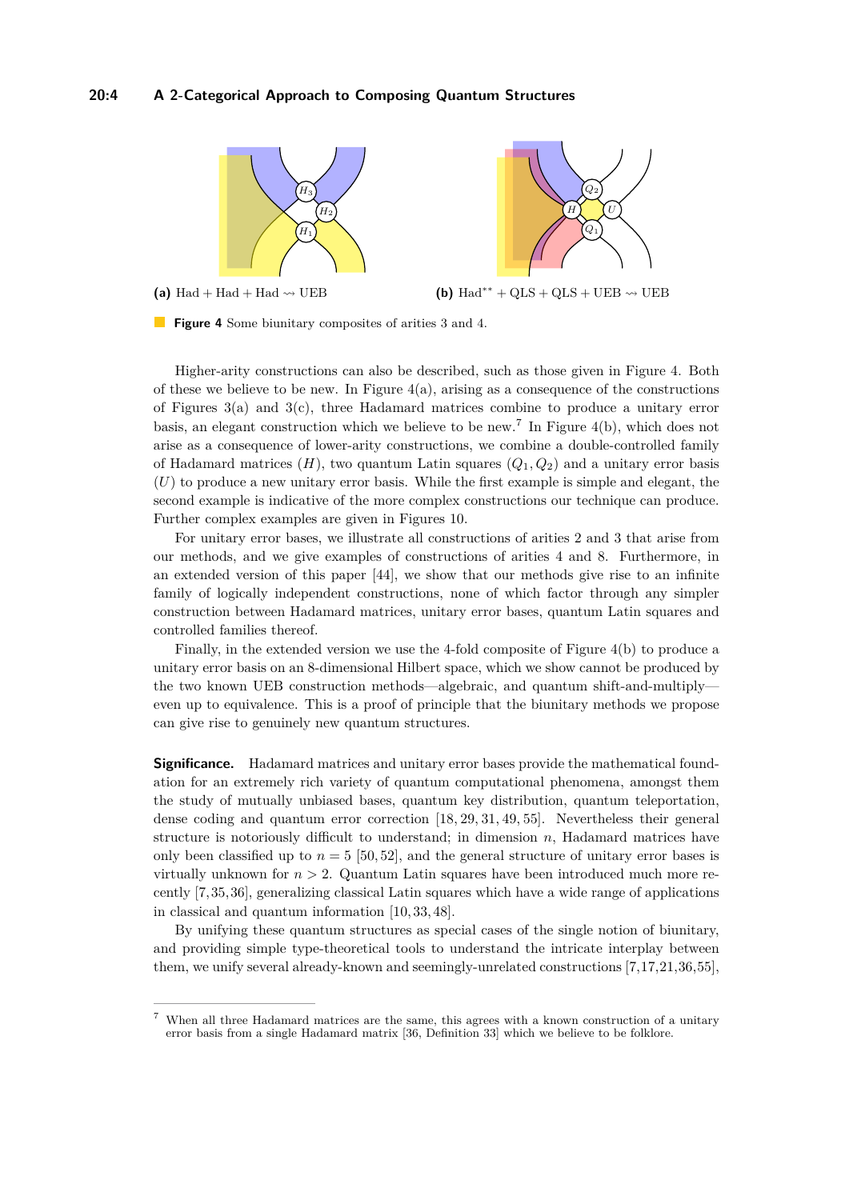(a) Had + Had + Had ⇝ UEB

(b) Had$^{**}$ + QLS + QLS + UEB ⇝ UEB

**Figure 4** Some biunitary composites of arities 3 and 4.

Higher-arity constructions can also be described, such as those given in Figure 4. Both of these we believe to be new. In Figure 4(a), arising as a consequence of the constructions of Figures 3(a) and 3(c), three Hadamard matrices combine to produce a unitary error basis, an elegant construction which we believe to be new.[7] In Figure 4(b), which does not arise as a consequence of lower-arity constructions, we combine a double-controlled family of Hadamard matrices ($H$), two quantum Latin squares ($Q_1, Q_2$) and a unitary error basis ($U$) to produce a new unitary error basis. While the first example is simple and elegant, the second example is indicative of the more complex constructions our technique can produce. Further complex examples are given in Figures 10.

For unitary error bases, we illustrate all constructions of arities 2 and 3 that arise from our methods, and we give examples of constructions of arities 4 and 8. Furthermore, in an extended version of this paper [44], we show that our methods give rise to an infinite family of logically independent constructions, none of which factor through any simpler construction between Hadamard matrices, unitary error bases, quantum Latin squares and controlled families thereof.

Finally, in the extended version we use the 4-fold composite of Figure 4(b) to produce a unitary error basis on an 8-dimensional Hilbert space, which we show cannot be produced by the two known UEB construction methods—algebraic, and quantum shift-and-multiply—even up to equivalence. This is a proof of principle that the biunitary methods we propose can give rise to genuinely new quantum structures.

**Significance.** Hadamard matrices and unitary error bases provide the mathematical foundation for an extremely rich variety of quantum computational phenomena, amongst them the study of mutually unbiased bases, quantum key distribution, quantum teleportation, dense coding and quantum error correction [18, 29, 31, 49, 55]. Nevertheless their general structure is notoriously difficult to understand; in dimension $n$, Hadamard matrices have only been classified up to $n = 5$ [50, 52], and the general structure of unitary error bases is virtually unknown for $n > 2$. Quantum Latin squares have been introduced much more recently [7, 35, 36], generalizing classical Latin squares which have a wide range of applications in classical and quantum information [10, 33, 48].

By unifying these quantum structures as special cases of the single notion of biunitary, and providing simple type-theoretical tools to understand the intricate interplay between them, we unify several already-known and seemingly-unrelated constructions [7, 17, 21, 36, 55],

[7] When all three Hadamard matrices are the same, this agrees with a known construction of a unitary error basis from a single Hadamard matrix [36, Definition 33] which we believe to be folklore.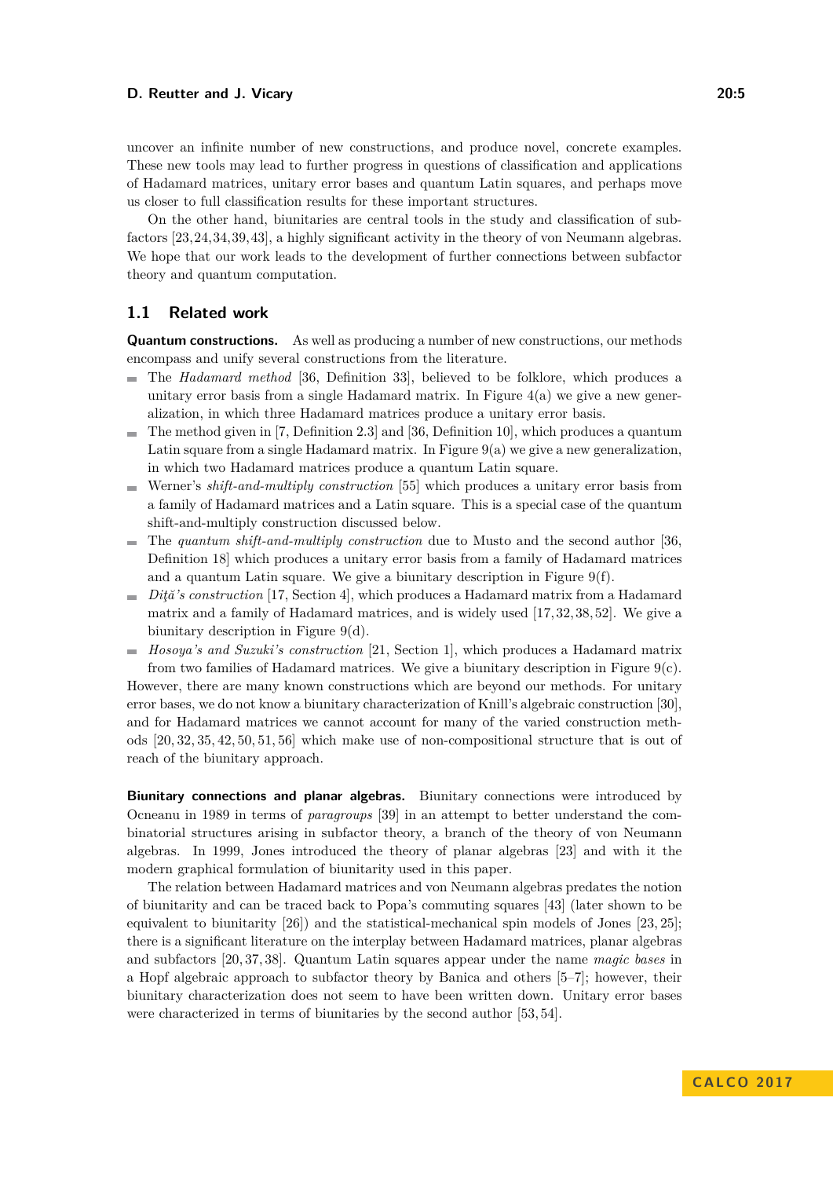uncover an infinite number of new constructions, and produce novel, concrete examples. These new tools may lead to further progress in questions of classification and applications of Hadamard matrices, unitary error bases and quantum Latin squares, and perhaps move us closer to full classification results for these important structures.

On the other hand, biunitaries are central tools in the study and classification of subfactors [23,24,34,39,43], a highly significant activity in the theory of von Neumann algebras. We hope that our work leads to the development of further connections between subfactor theory and quantum computation.

## 1.1 Related work

**Quantum constructions.** As well as producing a number of new constructions, our methods encompass and unify several constructions from the literature.

- The *Hadamard method* [36, Definition 33], believed to be folklore, which produces a unitary error basis from a single Hadamard matrix. In Figure 4(a) we give a new generalization, in which three Hadamard matrices produce a unitary error basis.
- The method given in [7, Definition 2.3] and [36, Definition 10], which produces a quantum Latin square from a single Hadamard matrix. In Figure 9(a) we give a new generalization, in which two Hadamard matrices produce a quantum Latin square.
- Werner's *shift-and-multiply construction* [55] which produces a unitary error basis from a family of Hadamard matrices and a Latin square. This is a special case of the quantum shift-and-multiply construction discussed below.
- The *quantum shift-and-multiply construction* due to Musto and the second author [36, Definition 18] which produces a unitary error basis from a family of Hadamard matrices and a quantum Latin square. We give a biunitary description in Figure 9(f).
- *Diţă's construction* [17, Section 4], which produces a Hadamard matrix from a Hadamard matrix and a family of Hadamard matrices, and is widely used [17,32,38,52]. We give a biunitary description in Figure 9(d).
- *Hosoya's and Suzuki's construction* [21, Section 1], which produces a Hadamard matrix from two families of Hadamard matrices. We give a biunitary description in Figure 9(c).

However, there are many known constructions which are beyond our methods. For unitary error bases, we do not know a biunitary characterization of Knill's algebraic construction [30], and for Hadamard matrices we cannot account for many of the varied construction methods [20,32,35,42,50,51,56] which make use of non-compositional structure that is out of reach of the biunitary approach.

**Biunitary connections and planar algebras.** Biunitary connections were introduced by Ocneanu in 1989 in terms of *paragroups* [39] in an attempt to better understand the combinatorial structures arising in subfactor theory, a branch of the theory of von Neumann algebras. In 1999, Jones introduced the theory of planar algebras [23] and with it the modern graphical formulation of biunitarity used in this paper.

The relation between Hadamard matrices and von Neumann algebras predates the notion of biunitarity and can be traced back to Popa's commuting squares [43] (later shown to be equivalent to biunitarity [26]) and the statistical-mechanical spin models of Jones [23,25]; there is a significant literature on the interplay between Hadamard matrices, planar algebras and subfactors [20,37,38]. Quantum Latin squares appear under the name *magic bases* in a Hopf algebraic approach to subfactor theory by Banica and others [5–7]; however, their biunitary characterization does not seem to have been written down. Unitary error bases were characterized in terms of biunitaries by the second author [53,54].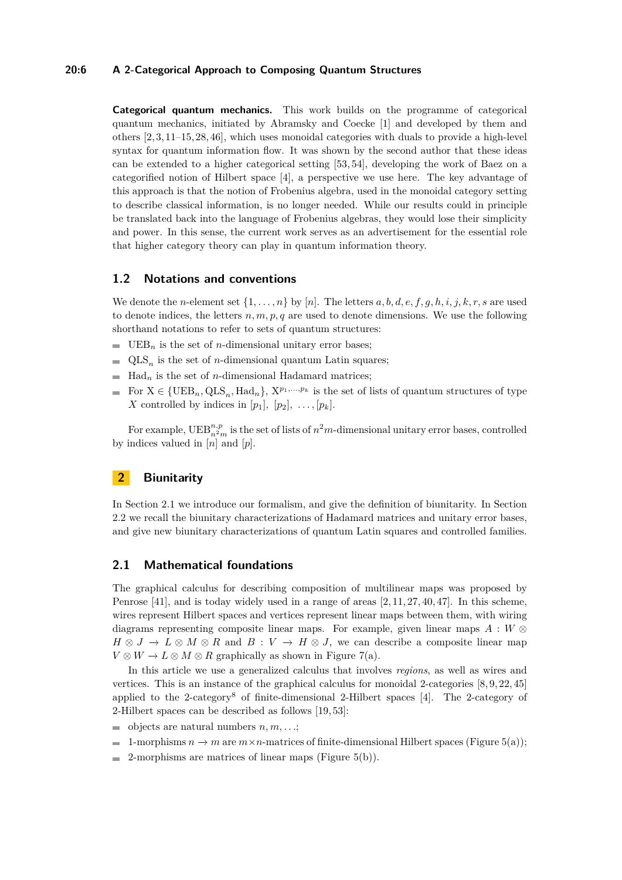**Categorical quantum mechanics.** This work builds on the programme of categorical quantum mechanics, initiated by Abramsky and Coecke [1] and developed by them and others [2, 3, 11–15, 28, 46], which uses monoidal categories with duals to provide a high-level syntax for quantum information flow. It was shown by the second author that these ideas can be extended to a higher categorical setting [53, 54], developing the work of Baez on a categorified notion of Hilbert space [4], a perspective we use here. The key advantage of this approach is that the notion of Frobenius algebra, used in the monoidal category setting to describe classical information, is no longer needed. While our results could in principle be translated back into the language of Frobenius algebras, they would lose their simplicity and power. In this sense, the current work serves as an advertisement for the essential role that higher category theory can play in quantum information theory.

## 1.2 Notations and conventions

We denote the $n$-element set $\{1, \ldots, n\}$ by $[n]$. The letters $a, b, d, e, f, g, h, i, j, k, r, s$ are used to denote indices, the letters $n, m, p, q$ are used to denote dimensions. We use the following shorthand notations to refer to sets of quantum structures:

- $\mathrm{UEB}_n$ is the set of $n$-dimensional unitary error bases;
- $\mathrm{QLS}_n$ is the set of $n$-dimensional quantum Latin squares;
- $\mathrm{Had}_n$ is the set of $n$-dimensional Hadamard matrices;
- For $\mathrm{X} \in \{\mathrm{UEB}_n, \mathrm{QLS}_n, \mathrm{Had}_n\}$, $\mathrm{X}^{p_1,\ldots,p_k}$ is the set of lists of quantum structures of type $X$ controlled by indices in $[p_1]$, $[p_2]$, $\ldots, [p_k]$.

For example, $\mathrm{UEB}^{n,p}_{n^2m}$ is the set of lists of $n^2m$-dimensional unitary error bases, controlled by indices valued in $[n]$ and $[p]$.

# 2 Biunitarity

In Section 2.1 we introduce our formalism, and give the definition of biunitarity. In Section 2.2 we recall the biunitary characterizations of Hadamard matrices and unitary error bases, and give new biunitary characterizations of quantum Latin squares and controlled families.

## 2.1 Mathematical foundations

The graphical calculus for describing composition of multilinear maps was proposed by Penrose [41], and is today widely used in a range of areas [2, 11, 27, 40, 47]. In this scheme, wires represent Hilbert spaces and vertices represent linear maps between them, with wiring diagrams representing composite linear maps. For example, given linear maps $A : W \otimes H \otimes J \to L \otimes M \otimes R$ and $B : V \to H \otimes J$, we can describe a composite linear map $V \otimes W \to L \otimes M \otimes R$ graphically as shown in Figure 7(a).

In this article we use a generalized calculus that involves *regions*, as well as wires and vertices. This is an instance of the graphical calculus for monoidal 2-categories [8, 9, 22, 45] applied to the 2-category[8] of finite-dimensional 2-Hilbert spaces [4]. The 2-category of 2-Hilbert spaces can be described as follows [19, 53]:

- objects are natural numbers $n, m, \ldots$;
- 1-morphisms $n \to m$ are $m \times n$-matrices of finite-dimensional Hilbert spaces (Figure 5(a));
- 2-morphisms are matrices of linear maps (Figure 5(b)).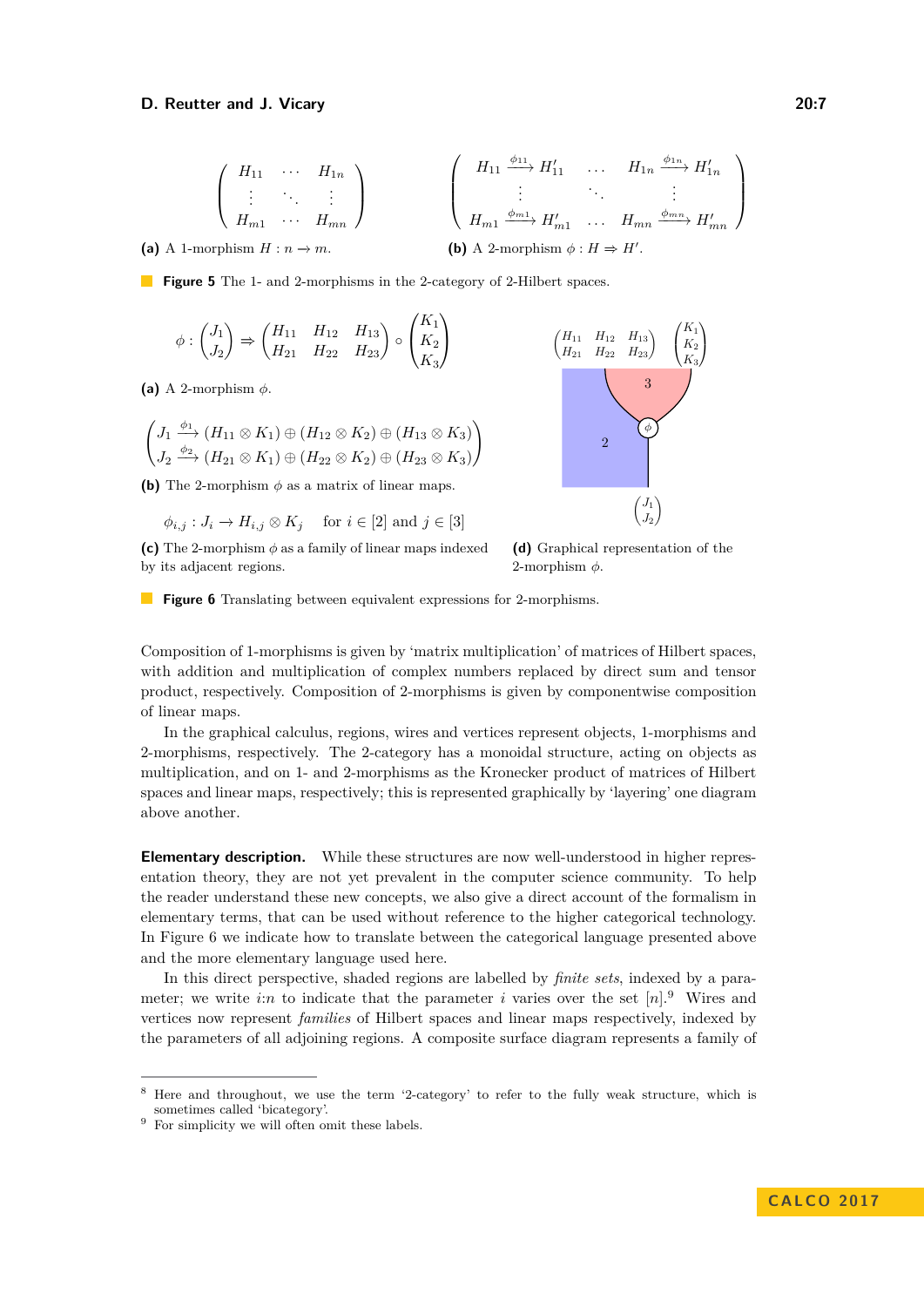$$\begin{pmatrix} H_{11} & \cdots & H_{1n} \\ \vdots & \ddots & \vdots \\ H_{m1} & \cdots & H_{mn} \end{pmatrix}$$

**(a)** A 1-morphism $H : n \to m$.

$$\begin{pmatrix} H_{11} \xrightarrow{\phi_{11}} H'_{11} & \ldots & H_{1n} \xrightarrow{\phi_{1n}} H'_{1n} \\ \vdots & \ddots & \vdots \\ H_{m1} \xrightarrow{\phi_{m1}} H'_{m1} & \ldots & H_{mn} \xrightarrow{\phi_{mn}} H'_{mn} \end{pmatrix}$$

**(b)** A 2-morphism $\phi : H \Rightarrow H'$.

**Figure 5** The 1- and 2-morphisms in the 2-category of 2-Hilbert spaces.

$$\phi : \begin{pmatrix} J_1 \\ J_2 \end{pmatrix} \Rightarrow \begin{pmatrix} H_{11} & H_{12} & H_{13} \\ H_{21} & H_{22} & H_{23} \end{pmatrix} \circ \begin{pmatrix} K_1 \\ K_2 \\ K_3 \end{pmatrix}$$

**(a)** A 2-morphism $\phi$.

$$\begin{pmatrix} J_1 \xrightarrow{\phi_1} (H_{11} \otimes K_1) \oplus (H_{12} \otimes K_2) \oplus (H_{13} \otimes K_3) \\ J_2 \xrightarrow{\phi_2} (H_{21} \otimes K_1) \oplus (H_{22} \otimes K_2) \oplus (H_{23} \otimes K_3) \end{pmatrix}$$

**(b)** The 2-morphism $\phi$ as a matrix of linear maps.

$$\phi_{i,j} : J_i \to H_{i,j} \otimes K_j \quad \text{ for } i \in [2] \text{ and } j \in [3]$$

**(c)** The 2-morphism $\phi$ as a family of linear maps indexed by its adjacent regions.

**(d)** Graphical representation of the 2-morphism $\phi$.

**Figure 6** Translating between equivalent expressions for 2-morphisms.

Composition of 1-morphisms is given by 'matrix multiplication' of matrices of Hilbert spaces, with addition and multiplication of complex numbers replaced by direct sum and tensor product, respectively. Composition of 2-morphisms is given by componentwise composition of linear maps.

In the graphical calculus, regions, wires and vertices represent objects, 1-morphisms and 2-morphisms, respectively. The 2-category has a monoidal structure, acting on objects as multiplication, and on 1- and 2-morphisms as the Kronecker product of matrices of Hilbert spaces and linear maps, respectively; this is represented graphically by 'layering' one diagram above another.

**Elementary description.** While these structures are now well-understood in higher representation theory, they are not yet prevalent in the computer science community. To help the reader understand these new concepts, we also give a direct account of the formalism in elementary terms, that can be used without reference to the higher categorical technology. In Figure 6 we indicate how to translate between the categorical language presented above and the more elementary language used here.

In this direct perspective, shaded regions are labelled by *finite sets*, indexed by a parameter; we write $i{:}n$ to indicate that the parameter $i$ varies over the set $[n]$.[9] Wires and vertices now represent *families* of Hilbert spaces and linear maps respectively, indexed by the parameters of all adjoining regions. A composite surface diagram represents a family of

[8] Here and throughout, we use the term '2-category' to refer to the fully weak structure, which is sometimes called 'bicategory'.

[9] For simplicity we will often omit these labels.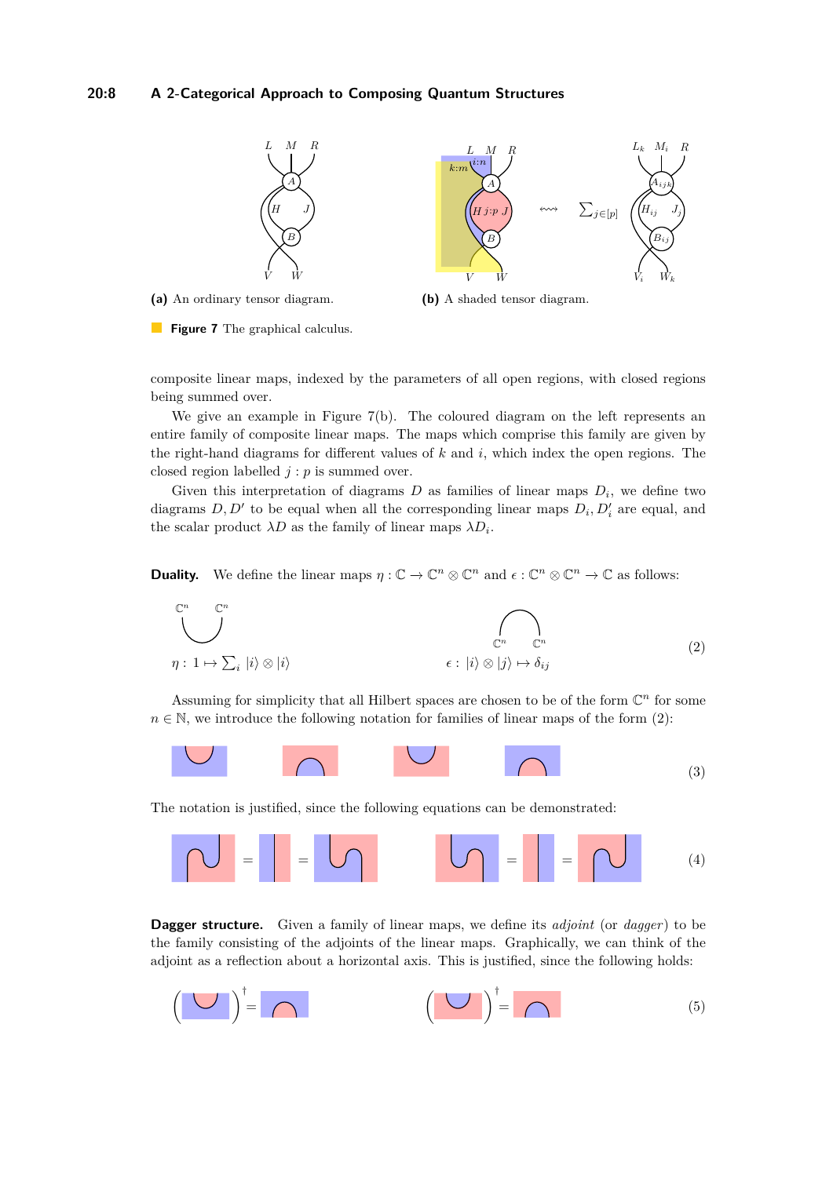(a) An ordinary tensor diagram.

(b) A shaded tensor diagram.

**Figure 7** The graphical calculus.

composite linear maps, indexed by the parameters of all open regions, with closed regions being summed over.

We give an example in Figure 7(b). The coloured diagram on the left represents an entire family of composite linear maps. The maps which comprise this family are given by the right-hand diagrams for different values of $k$ and $i$, which index the open regions. The closed region labelled $j : p$ is summed over.

Given this interpretation of diagrams $D$ as families of linear maps $D_i$, we define two diagrams $D, D'$ to be equal when all the corresponding linear maps $D_i, D_i'$ are equal, and the scalar product $\lambda D$ as the family of linear maps $\lambda D_i$.

**Duality.** We define the linear maps $\eta : \mathbb{C} \to \mathbb{C}^n \otimes \mathbb{C}^n$ and $\epsilon : \mathbb{C}^n \otimes \mathbb{C}^n \to \mathbb{C}$ as follows:

$$\eta : 1 \mapsto \sum_i |i\rangle \otimes |i\rangle \qquad \epsilon : |i\rangle \otimes |j\rangle \mapsto \delta_{ij} \tag{2}$$

Assuming for simplicity that all Hilbert spaces are chosen to be of the form $\mathbb{C}^n$ for some $n \in \mathbb{N}$, we introduce the following notation for families of linear maps of the form (2):

(3)

The notation is justified, since the following equations can be demonstrated:

(4)

**Dagger structure.** Given a family of linear maps, we define its *adjoint* (or *dagger*) to be the family consisting of the adjoints of the linear maps. Graphically, we can think of the adjoint as a reflection about a horizontal axis. This is justified, since the following holds:

(5)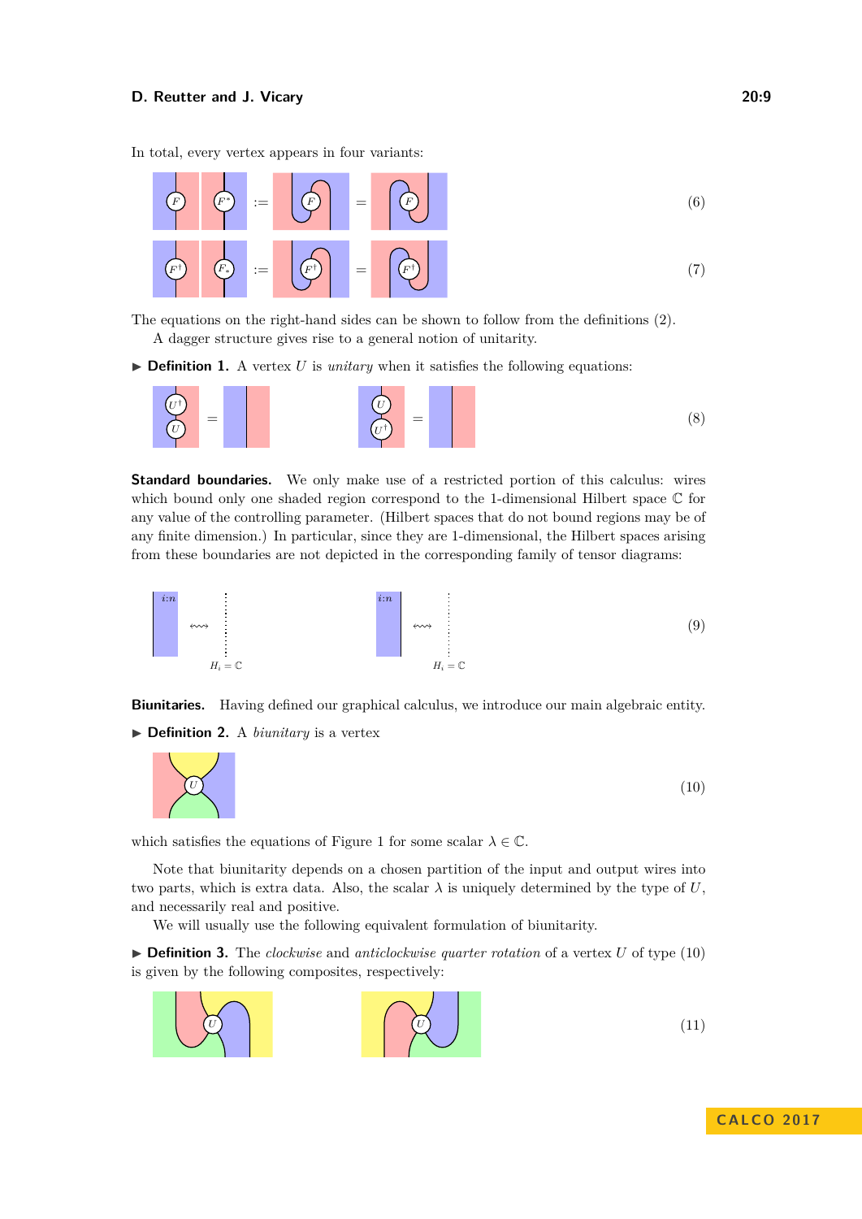In total, every vertex appears in four variants:

$$(6)$$

$$(7)$$

The equations on the right-hand sides can be shown to follow from the definitions (2).

A dagger structure gives rise to a general notion of unitarity.

▶ **Definition 1.** A vertex $U$ is *unitary* when it satisfies the following equations:

$$(8)$$

**Standard boundaries.** We only make use of a restricted portion of this calculus: wires which bound only one shaded region correspond to the 1-dimensional Hilbert space $\mathbb{C}$ for any value of the controlling parameter. (Hilbert spaces that do not bound regions may be of any finite dimension.) In particular, since they are 1-dimensional, the Hilbert spaces arising from these boundaries are not depicted in the corresponding family of tensor diagrams:

$$(9)$$

**Biunitaries.** Having defined our graphical calculus, we introduce our main algebraic entity.

▶ **Definition 2.** A *biunitary* is a vertex

$$(10)$$

which satisfies the equations of Figure 1 for some scalar $\lambda \in \mathbb{C}$.

Note that biunitarity depends on a chosen partition of the input and output wires into two parts, which is extra data. Also, the scalar $\lambda$ is uniquely determined by the type of $U$, and necessarily real and positive.

We will usually use the following equivalent formulation of biunitarity.

▶ **Definition 3.** The *clockwise* and *anticlockwise quarter rotation* of a vertex $U$ of type (10) is given by the following composites, respectively:

$$(11)$$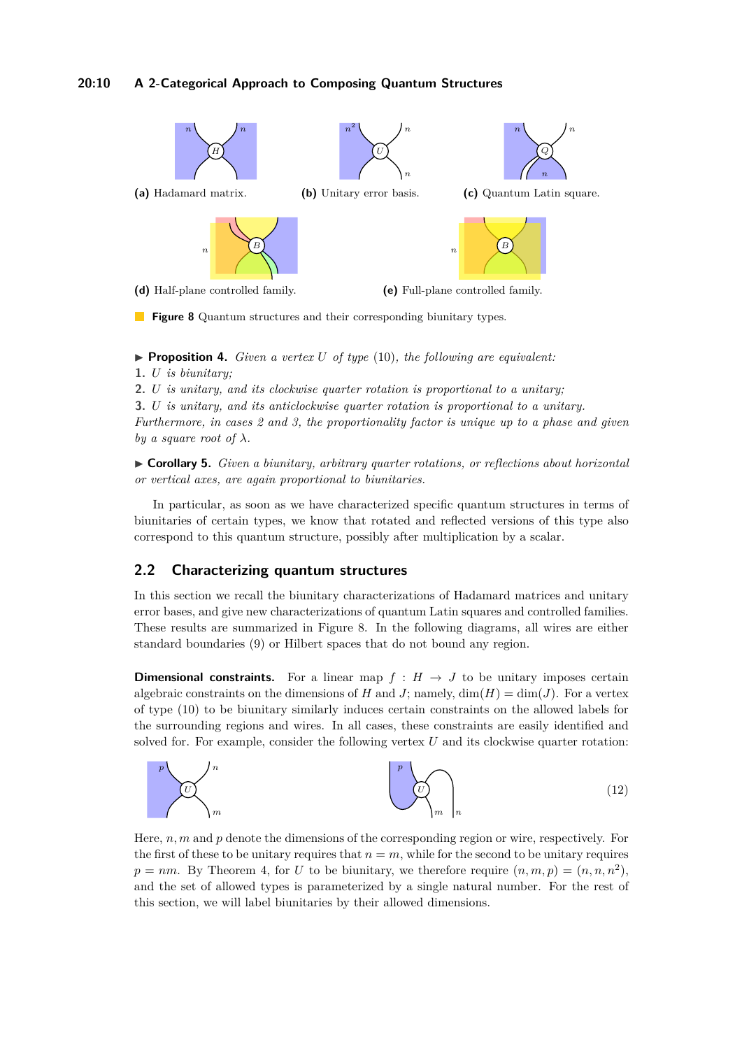**(a)** Hadamard matrix. **(b)** Unitary error basis. **(c)** Quantum Latin square.

**(d)** Half-plane controlled family. **(e)** Full-plane controlled family.

**Figure 8** Quantum structures and their corresponding biunitary types.

▶ **Proposition 4.** *Given a vertex $U$ of type (10), the following are equivalent:*

1. *$U$ is biunitary;*
2. *$U$ is unitary, and its clockwise quarter rotation is proportional to a unitary;*
3. *$U$ is unitary, and its anticlockwise quarter rotation is proportional to a unitary.*

*Furthermore, in cases 2 and 3, the proportionality factor is unique up to a phase and given by a square root of $\lambda$.*

▶ **Corollary 5.** *Given a biunitary, arbitrary quarter rotations, or reflections about horizontal or vertical axes, are again proportional to biunitaries.*

In particular, as soon as we have characterized specific quantum structures in terms of biunitaries of certain types, we know that rotated and reflected versions of this type also correspond to this quantum structure, possibly after multiplication by a scalar.

## 2.2 Characterizing quantum structures

In this section we recall the biunitary characterizations of Hadamard matrices and unitary error bases, and give new characterizations of quantum Latin squares and controlled families. These results are summarized in Figure 8. In the following diagrams, all wires are either standard boundaries (9) or Hilbert spaces that do not bound any region.

**Dimensional constraints.** For a linear map $f : H \to J$ to be unitary imposes certain algebraic constraints on the dimensions of $H$ and $J$; namely, $\dim(H) = \dim(J)$. For a vertex of type (10) to be biunitary similarly induces certain constraints on the allowed labels for the surrounding regions and wires. In all cases, these constraints are easily identified and solved for. For example, consider the following vertex $U$ and its clockwise quarter rotation:

(12)

Here, $n, m$ and $p$ denote the dimensions of the corresponding region or wire, respectively. For the first of these to be unitary requires that $n = m$, while for the second to be unitary requires $p = nm$. By Theorem 4, for $U$ to be biunitary, we therefore require $(n, m, p) = (n, n, n^2)$, and the set of allowed types is parameterized by a single natural number. For the rest of this section, we will label biunitaries by their allowed dimensions.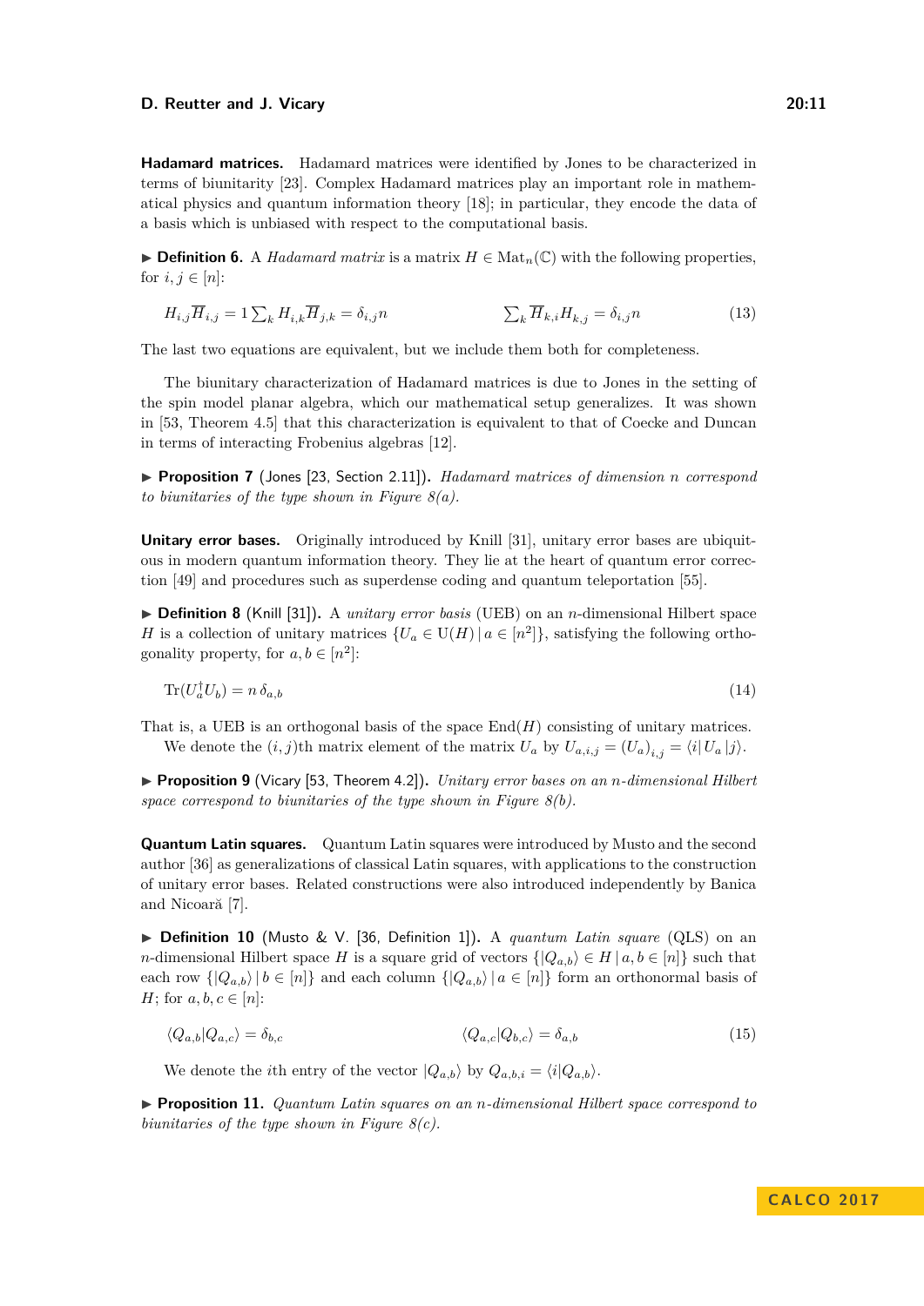**Hadamard matrices.** Hadamard matrices were identified by Jones to be characterized in terms of biunitarity [23]. Complex Hadamard matrices play an important role in mathematical physics and quantum information theory [18]; in particular, they encode the data of a basis which is unbiased with respect to the computational basis.

▶ **Definition 6.** A *Hadamard matrix* is a matrix $H \in \mathrm{Mat}_n(\mathbb{C})$ with the following properties, for $i, j \in [n]$:

$$H_{i,j}\overline{H}_{i,j} = 1 \sum_k H_{i,k}\overline{H}_{j,k} = \delta_{i,j} n \qquad\qquad \sum_k \overline{H}_{k,i} H_{k,j} = \delta_{i,j} n \tag{13}$$

The last two equations are equivalent, but we include them both for completeness.

The biunitary characterization of Hadamard matrices is due to Jones in the setting of the spin model planar algebra, which our mathematical setup generalizes. It was shown in [53, Theorem 4.5] that this characterization is equivalent to that of Coecke and Duncan in terms of interacting Frobenius algebras [12].

▶ **Proposition 7** (Jones [23, Section 2.11]). *Hadamard matrices of dimension $n$ correspond to biunitaries of the type shown in Figure 8(a).*

**Unitary error bases.** Originally introduced by Knill [31], unitary error bases are ubiquitous in modern quantum information theory. They lie at the heart of quantum error correction [49] and procedures such as superdense coding and quantum teleportation [55].

▶ **Definition 8** (Knill [31]). A *unitary error basis* (UEB) on an $n$-dimensional Hilbert space $H$ is a collection of unitary matrices $\{U_a \in \mathrm{U}(H) \,|\, a \in [n^2]\}$, satisfying the following orthogonality property, for $a, b \in [n^2]$:

$$\mathrm{Tr}(U_a^\dagger U_b) = n\,\delta_{a,b} \tag{14}$$

That is, a UEB is an orthogonal basis of the space $\mathrm{End}(H)$ consisting of unitary matrices.

We denote the $(i, j)$th matrix element of the matrix $U_a$ by $U_{a,i,j} = (U_a)_{i,j} = \langle i|\, U_a\, |j\rangle$.

▶ **Proposition 9** (Vicary [53, Theorem 4.2]). *Unitary error bases on an $n$-dimensional Hilbert space correspond to biunitaries of the type shown in Figure 8(b).*

**Quantum Latin squares.** Quantum Latin squares were introduced by Musto and the second author [36] as generalizations of classical Latin squares, with applications to the construction of unitary error bases. Related constructions were also introduced independently by Banica and Nicoară [7].

▶ **Definition 10** (Musto & V. [36, Definition 1]). A *quantum Latin square* (QLS) on an $n$-dimensional Hilbert space $H$ is a square grid of vectors $\{|Q_{a,b}\rangle \in H \,|\, a, b \in [n]\}$ such that each row $\{|Q_{a,b}\rangle \,|\, b \in [n]\}$ and each column $\{|Q_{a,b}\rangle \,|\, a \in [n]\}$ form an orthonormal basis of $H$; for $a, b, c \in [n]$:

$$\langle Q_{a,b}|Q_{a,c}\rangle = \delta_{b,c} \qquad\qquad \langle Q_{a,c}|Q_{b,c}\rangle = \delta_{a,b} \tag{15}$$

We denote the $i$th entry of the vector $|Q_{a,b}\rangle$ by $Q_{a,b,i} = \langle i|Q_{a,b}\rangle$.

▶ **Proposition 11.** *Quantum Latin squares on an $n$-dimensional Hilbert space correspond to biunitaries of the type shown in Figure 8(c).*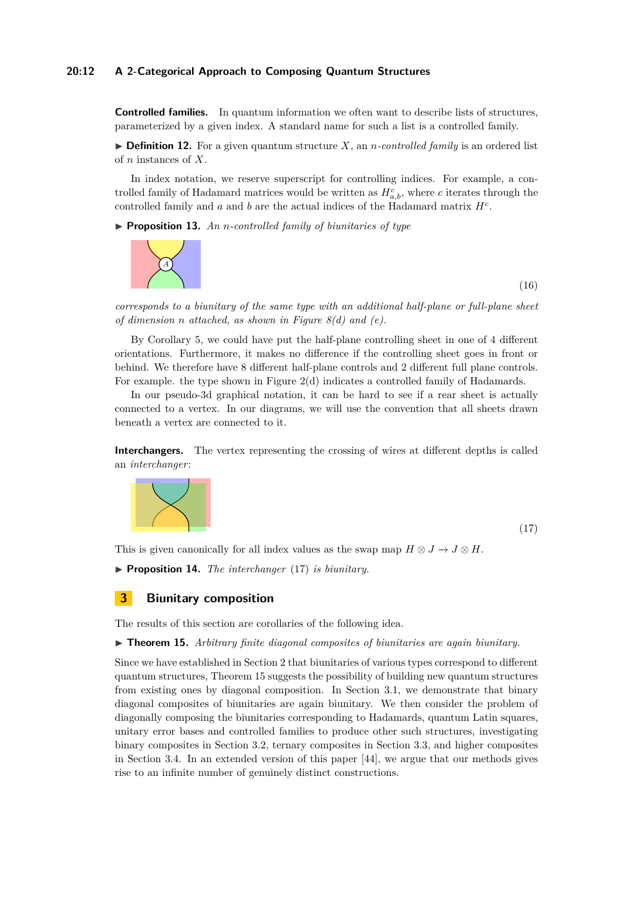**Controlled families.** In quantum information we often want to describe lists of structures, parameterized by a given index. A standard name for such a list is a controlled family.

▶ **Definition 12.** For a given quantum structure $X$, an *n-controlled family* is an ordered list of $n$ instances of $X$.

In index notation, we reserve superscript for controlling indices. For example, a controlled family of Hadamard matrices would be written as $H^c_{a,b}$, where $c$ iterates through the controlled family and $a$ and $b$ are the actual indices of the Hadamard matrix $H^c$.

▶ **Proposition 13.** *An n-controlled family of biunitaries of type*

(16)

*corresponds to a biunitary of the same type with an additional half-plane or full-plane sheet of dimension n attached, as shown in Figure 8(d) and (e).*

By Corollary 5, we could have put the half-plane controlling sheet in one of 4 different orientations. Furthermore, it makes no difference if the controlling sheet goes in front or behind. We therefore have 8 different half-plane controls and 2 different full plane controls. For example. the type shown in Figure 2(d) indicates a controlled family of Hadamards.

In our pseudo-3d graphical notation, it can be hard to see if a rear sheet is actually connected to a vertex. In our diagrams, we will use the convention that all sheets drawn beneath a vertex are connected to it.

**Interchangers.** The vertex representing the crossing of wires at different depths is called an *interchanger*:

(17)

This is given canonically for all index values as the swap map $H \otimes J \to J \otimes H$.

▶ **Proposition 14.** *The interchanger* (17) *is biunitary.*

## 3 Biunitary composition

The results of this section are corollaries of the following idea.

▶ **Theorem 15.** *Arbitrary finite diagonal composites of biunitaries are again biunitary.*

Since we have established in Section 2 that biunitaries of various types correspond to different quantum structures, Theorem 15 suggests the possibility of building new quantum structures from existing ones by diagonal composition. In Section 3.1, we demonstrate that binary diagonal composites of biunitaries are again biunitary. We then consider the problem of diagonally composing the biunitaries corresponding to Hadamards, quantum Latin squares, unitary error bases and controlled families to produce other such structures, investigating binary composites in Section 3.2, ternary composites in Section 3.3, and higher composites in Section 3.4. In an extended version of this paper [44], we argue that our methods gives rise to an infinite number of genuinely distinct constructions.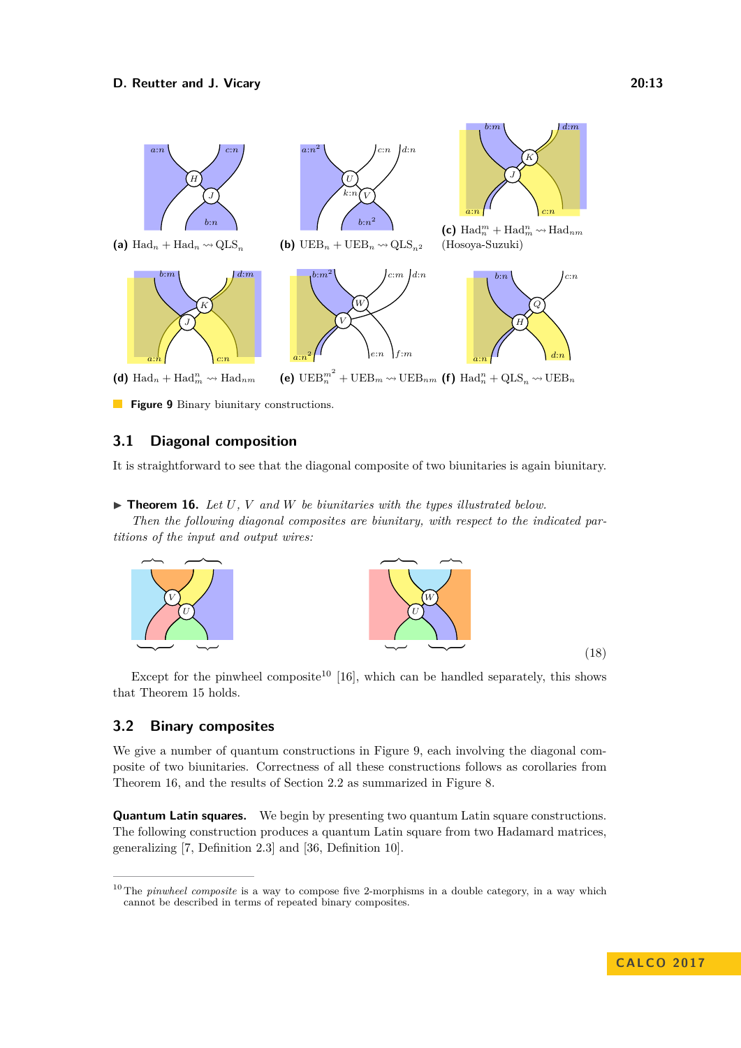(a) $\text{Had}_n + \text{Had}_n \rightsquigarrow \text{QLS}_n$

(b) $\text{UEB}_n + \text{UEB}_n \rightsquigarrow \text{QLS}_{n^2}$

(c) $\text{Had}_n^m + \text{Had}_m^n \rightsquigarrow \text{Had}_{nm}$ (Hosoya-Suzuki)

(d) $\text{Had}_n + \text{Had}_m^n \rightsquigarrow \text{Had}_{nm}$

(e) $\text{UEB}_n^{m^2} + \text{UEB}_m \rightsquigarrow \text{UEB}_{nm}$

(f) $\text{Had}_n^n + \text{QLS}_n \rightsquigarrow \text{UEB}_n$

**Figure 9** Binary biunitary constructions.

## 3.1 Diagonal composition

It is straightforward to see that the diagonal composite of two biunitaries is again biunitary.

▶ **Theorem 16.** *Let $U$, $V$ and $W$ be biunitaries with the types illustrated below. Then the following diagonal composites are biunitary, with respect to the indicated partitions of the input and output wires:*

$$(18)$$

Except for the pinwheel composite[10] [16], which can be handled separately, this shows that Theorem 15 holds.

## 3.2 Binary composites

We give a number of quantum constructions in Figure 9, each involving the diagonal composite of two biunitaries. Correctness of all these constructions follows as corollaries from Theorem 16, and the results of Section 2.2 as summarized in Figure 8.

**Quantum Latin squares.** We begin by presenting two quantum Latin square constructions. The following construction produces a quantum Latin square from two Hadamard matrices, generalizing [7, Definition 2.3] and [36, Definition 10].

---

[10] The *pinwheel composite* is a way to compose five 2-morphisms in a double category, in a way which cannot be described in terms of repeated binary composites.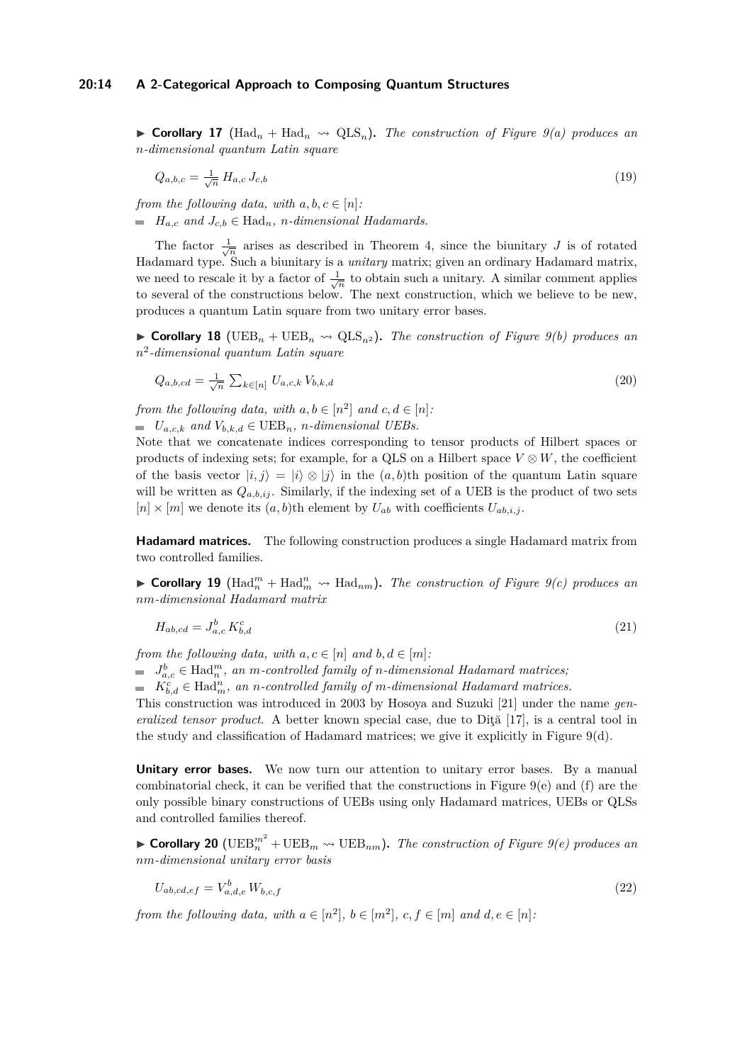▶ **Corollary 17** ($\mathrm{Had}_n + \mathrm{Had}_n \rightsquigarrow \mathrm{QLS}_n$)**.** *The construction of Figure 9(a) produces an n-dimensional quantum Latin square*

$$Q_{a,b,c} = \tfrac{1}{\sqrt{n}}\, H_{a,c}\, J_{c,b} \tag{19}$$

*from the following data, with $a, b, c \in [n]$:*

- *$H_{a,c}$ and $J_{c,b} \in \mathrm{Had}_n$, n-dimensional Hadamards.*

The factor $\frac{1}{\sqrt{n}}$ arises as described in Theorem 4, since the biunitary $J$ is of rotated Hadamard type. Such a biunitary is a *unitary* matrix; given an ordinary Hadamard matrix, we need to rescale it by a factor of $\frac{1}{\sqrt{n}}$ to obtain such a unitary. A similar comment applies to several of the constructions below. The next construction, which we believe to be new, produces a quantum Latin square from two unitary error bases.

▶ **Corollary 18** ($\mathrm{UEB}_n + \mathrm{UEB}_n \rightsquigarrow \mathrm{QLS}_{n^2}$)**.** *The construction of Figure 9(b) produces an $n^2$-dimensional quantum Latin square*

$$Q_{a,b,cd} = \tfrac{1}{\sqrt{n}} \sum_{k\in[n]} U_{a,c,k}\, V_{b,k,d} \tag{20}$$

*from the following data, with $a, b \in [n^2]$ and $c, d \in [n]$:*

- *$U_{a,c,k}$ and $V_{b,k,d} \in \mathrm{UEB}_n$, n-dimensional UEBs.*

Note that we concatenate indices corresponding to tensor products of Hilbert spaces or products of indexing sets; for example, for a QLS on a Hilbert space $V \otimes W$, the coefficient of the basis vector $|i, j\rangle = |i\rangle \otimes |j\rangle$ in the $(a, b)$th position of the quantum Latin square will be written as $Q_{a,b,ij}$. Similarly, if the indexing set of a UEB is the product of two sets $[n] \times [m]$ we denote its $(a, b)$th element by $U_{ab}$ with coefficients $U_{ab,i,j}$.

**Hadamard matrices.** The following construction produces a single Hadamard matrix from two controlled families.

▶ **Corollary 19** ($\mathrm{Had}_n^m + \mathrm{Had}_m^n \rightsquigarrow \mathrm{Had}_{nm}$)**.** *The construction of Figure 9(c) produces an nm-dimensional Hadamard matrix*

$$H_{ab,cd} = J^b_{a,c}\, K^c_{b,d} \tag{21}$$

*from the following data, with $a, c \in [n]$ and $b, d \in [m]$:*

- *$J^b_{a,c} \in \mathrm{Had}_n^m$, an m-controlled family of n-dimensional Hadamard matrices;*
- *$K^c_{b,d} \in \mathrm{Had}_m^n$, an n-controlled family of m-dimensional Hadamard matrices.*

This construction was introduced in 2003 by Hosoya and Suzuki [21] under the name *generalized tensor product*. A better known special case, due to Diţă [17], is a central tool in the study and classification of Hadamard matrices; we give it explicitly in Figure 9(d).

**Unitary error bases.** We now turn our attention to unitary error bases. By a manual combinatorial check, it can be verified that the constructions in Figure 9(e) and (f) are the only possible binary constructions of UEBs using only Hadamard matrices, UEBs or QLSs and controlled families thereof.

▶ **Corollary 20** ($\mathrm{UEB}_n^{m^2} + \mathrm{UEB}_m \rightsquigarrow \mathrm{UEB}_{nm}$)**.** *The construction of Figure 9(e) produces an nm-dimensional unitary error basis*

$$U_{ab,cd,ef} = V^b_{a,d,e}\, W_{b,c,f} \tag{22}$$

*from the following data, with $a \in [n^2]$, $b \in [m^2]$, $c, f \in [m]$ and $d, e \in [n]$:*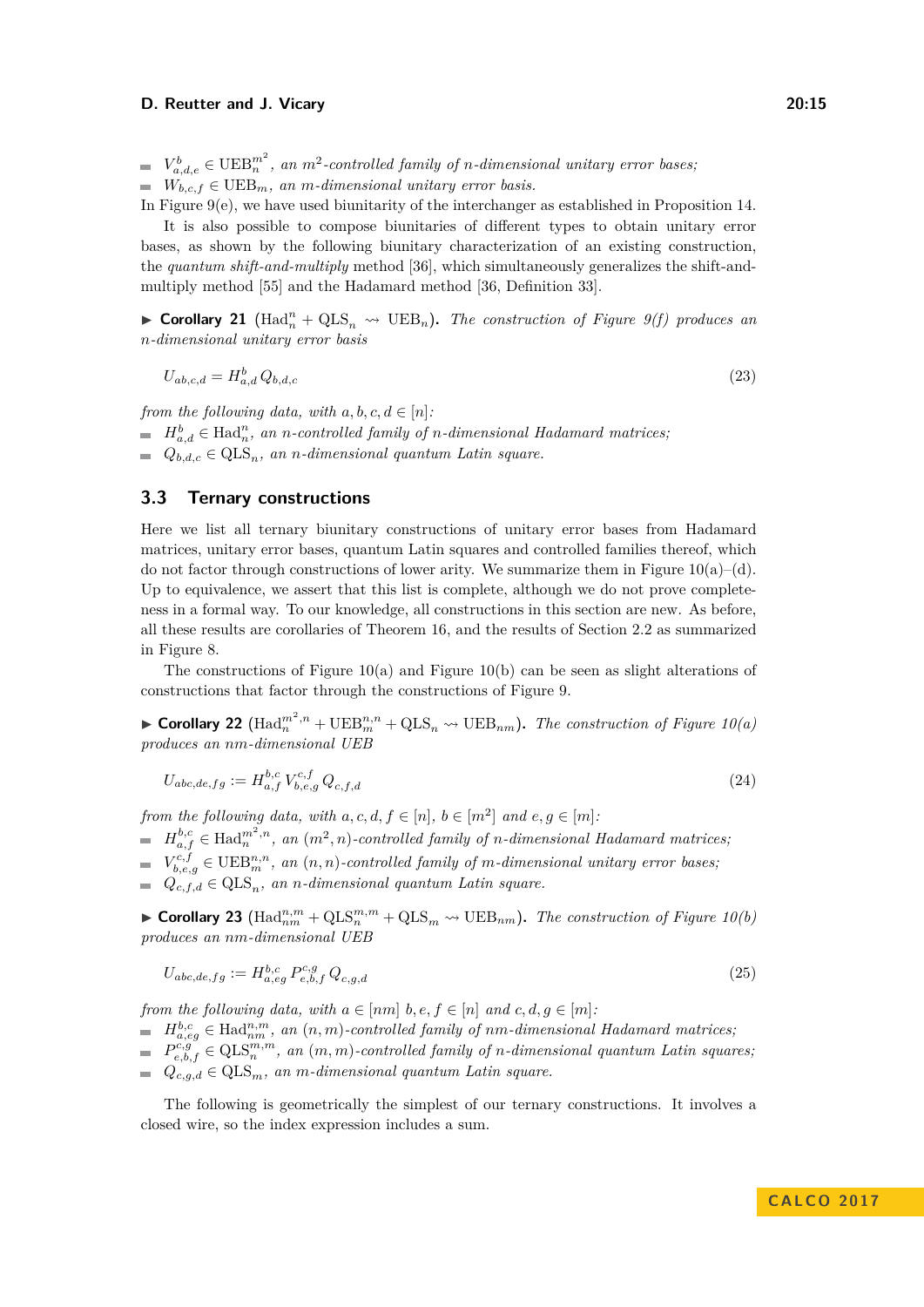- $V^b_{a,d,e} \in \mathrm{UEB}^{m^2}_n$, *an $m^2$-controlled family of $n$-dimensional unitary error bases;*
- $W_{b,c,f} \in \mathrm{UEB}_m$, *an $m$-dimensional unitary error basis.*

In Figure 9(e), we have used biunitarity of the interchanger as established in Proposition 14.

It is also possible to compose biunitaries of different types to obtain unitary error bases, as shown by the following biunitary characterization of an existing construction, the *quantum shift-and-multiply* method [36], which simultaneously generalizes the shift-and-multiply method [55] and the Hadamard method [36, Definition 33].

▶ **Corollary 21** ($\mathrm{Had}^n_n + \mathrm{QLS}_n \rightsquigarrow \mathrm{UEB}_n$)**.** *The construction of Figure 9(f) produces an $n$-dimensional unitary error basis*

$$U_{ab,c,d} = H^b_{a,d}\, Q_{b,d,c} \tag{23}$$

*from the following data, with $a,b,c,d \in [n]$:*

- $H^b_{a,d} \in \mathrm{Had}^n_n$, *an $n$-controlled family of $n$-dimensional Hadamard matrices;*
- $Q_{b,d,c} \in \mathrm{QLS}_n$, *an $n$-dimensional quantum Latin square.*

## 3.3 Ternary constructions

Here we list all ternary biunitary constructions of unitary error bases from Hadamard matrices, unitary error bases, quantum Latin squares and controlled families thereof, which do not factor through constructions of lower arity. We summarize them in Figure 10(a)–(d). Up to equivalence, we assert that this list is complete, although we do not prove completeness in a formal way. To our knowledge, all constructions in this section are new. As before, all these results are corollaries of Theorem 16, and the results of Section 2.2 as summarized in Figure 8.

The constructions of Figure 10(a) and Figure 10(b) can be seen as slight alterations of constructions that factor through the constructions of Figure 9.

▶ **Corollary 22** ($\mathrm{Had}^{m^2,n}_n + \mathrm{UEB}^{n,n}_m + \mathrm{QLS}_n \rightsquigarrow \mathrm{UEB}_{nm}$)**.** *The construction of Figure 10(a) produces an $nm$-dimensional UEB*

$$U_{abc,de,fg} := H^{b,c}_{a,f}\, V^{c,f}_{b,e,g}\, Q_{c,f,d} \tag{24}$$

*from the following data, with $a,c,d,f \in [n]$, $b \in [m^2]$ and $e,g \in [m]$:*

- $H^{b,c}_{a,f} \in \mathrm{Had}^{m^2,n}_n$, *an $(m^2,n)$-controlled family of $n$-dimensional Hadamard matrices;*
- $V^{c,f}_{b,e,g} \in \mathrm{UEB}^{n,n}_m$, *an $(n,n)$-controlled family of $m$-dimensional unitary error bases;*
- $Q_{c,f,d} \in \mathrm{QLS}_n$, *an $n$-dimensional quantum Latin square.*

▶ **Corollary 23** ($\mathrm{Had}^{n,m}_{nm} + \mathrm{QLS}^{m,m}_n + \mathrm{QLS}_m \rightsquigarrow \mathrm{UEB}_{nm}$)**.** *The construction of Figure 10(b) produces an $nm$-dimensional UEB*

$$U_{abc,de,fg} := H^{b,c}_{a,eg}\, P^{c,g}_{e,b,f}\, Q_{c,g,d} \tag{25}$$

*from the following data, with $a \in [nm]$ $b,e,f \in [n]$ and $c,d,g \in [m]$:*

- $H^{b,c}_{a,eg} \in \mathrm{Had}^{n,m}_{nm}$, *an $(n,m)$-controlled family of $nm$-dimensional Hadamard matrices;*
- $P^{c,g}_{e,b,f} \in \mathrm{QLS}^{m,m}_n$, *an $(m,m)$-controlled family of $n$-dimensional quantum Latin squares;*
- $Q_{c,g,d} \in \mathrm{QLS}_m$, *an $m$-dimensional quantum Latin square.*

The following is geometrically the simplest of our ternary constructions. It involves a closed wire, so the index expression includes a sum.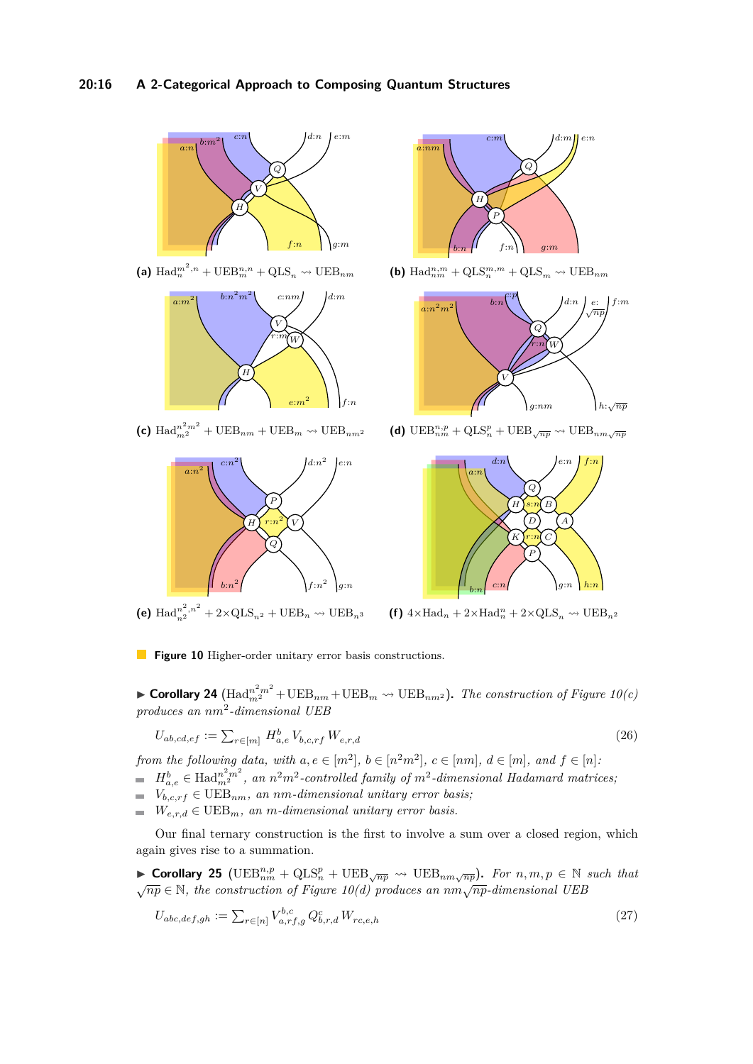(a) $\mathrm{Had}_n^{m^2,n} + \mathrm{UEB}_m^{n,n} + \mathrm{QLS}_n \rightsquigarrow \mathrm{UEB}_{nm}$

(b) $\mathrm{Had}_{nm}^{n,m} + \mathrm{QLS}_n^{m,m} + \mathrm{QLS}_m \rightsquigarrow \mathrm{UEB}_{nm}$

(c) $\mathrm{Had}_{m^2}^{n^2m^2} + \mathrm{UEB}_{nm} + \mathrm{UEB}_m \rightsquigarrow \mathrm{UEB}_{nm^2}$

(d) $\mathrm{UEB}_{nm}^{n,p} + \mathrm{QLS}_n^p + \mathrm{UEB}_{\sqrt{np}} \rightsquigarrow \mathrm{UEB}_{nm\sqrt{np}}$

(e) $\mathrm{Had}_{n^2}^{n^2,n^2} + 2{\times}\mathrm{QLS}_{n^2} + \mathrm{UEB}_n \rightsquigarrow \mathrm{UEB}_{n^3}$

(f) $4{\times}\mathrm{Had}_n + 2{\times}\mathrm{Had}_n^n + 2{\times}\mathrm{QLS}_n \rightsquigarrow \mathrm{UEB}_{n^2}$

**Figure 10** Higher-order unitary error basis constructions.

▶ **Corollary 24** ($\mathrm{Had}_{m^2}^{n^2m^2} + \mathrm{UEB}_{nm} + \mathrm{UEB}_m \rightsquigarrow \mathrm{UEB}_{nm^2}$)**.** *The construction of Figure 10(c) produces an $nm^2$-dimensional UEB*

$$U_{ab,cd,ef} := \sum_{r\in[m]} H_{a,e}^b \, V_{b,c,rf} \, W_{e,r,d} \tag{26}$$

*from the following data, with $a, e \in [m^2]$, $b \in [n^2m^2]$, $c \in [nm]$, $d \in [m]$, and $f \in [n]$:*

- *$H_{a,e}^b \in \mathrm{Had}_{m^2}^{n^2m^2}$, an $n^2m^2$-controlled family of $m^2$-dimensional Hadamard matrices;*
- *$V_{b,c,rf} \in \mathrm{UEB}_{nm}$, an $nm$-dimensional unitary error basis;*
- *$W_{e,r,d} \in \mathrm{UEB}_m$, an $m$-dimensional unitary error basis.*

Our final ternary construction is the first to involve a sum over a closed region, which again gives rise to a summation.

▶ **Corollary 25** ($\mathrm{UEB}_{nm}^{n,p} + \mathrm{QLS}_n^p + \mathrm{UEB}_{\sqrt{np}} \rightsquigarrow \mathrm{UEB}_{nm\sqrt{np}}$)**.** *For $n, m, p \in \mathbb{N}$ such that $\sqrt{np} \in \mathbb{N}$, the construction of Figure 10(d) produces an $nm\sqrt{np}$-dimensional UEB*

$$U_{abc,def,gh} := \sum_{r\in[n]} V_{a,rf,g}^{b,c} \, Q_{b,r,d}^c \, W_{rc,e,h} \tag{27}$$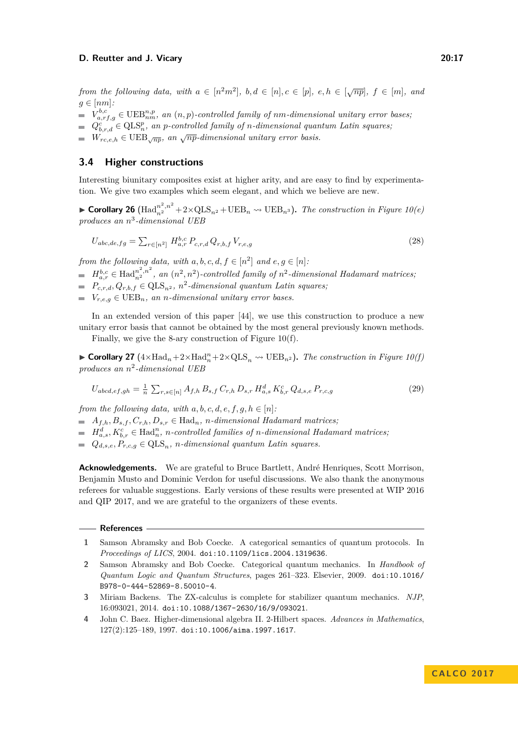*from the following data, with* $a \in [n^2 m^2]$*,* $b, d \in [n], c \in [p]$*,* $e, h \in [\sqrt{np}]$*,* $f \in [m]$*, and* $g \in [nm]$*:*

- $V^{b,c}_{a,rf,g} \in \text{UEB}^{n,p}_{nm}$*, an* $(n,p)$*-controlled family of* $nm$*-dimensional unitary error bases;*
- $Q^c_{b,r,d} \in \text{QLS}^p_n$*, an* $p$*-controlled family of* $n$*-dimensional quantum Latin squares;*
- $W_{rc,e,h} \in \text{UEB}_{\sqrt{np}}$*, an* $\sqrt{np}$*-dimensional unitary error basis.*

## 3.4 Higher constructions

Interesting biunitary composites exist at higher arity, and are easy to find by experimentation. We give two examples which seem elegant, and which we believe are new.

▶ **Corollary 26** ($\text{Had}^{n^2,n^2}_{n^2} + 2{\times}\text{QLS}_{n^2} + \text{UEB}_n \rightsquigarrow \text{UEB}_{n^3}$)**.** *The construction in Figure 10(e) produces an* $n^3$*-dimensional UEB*

$$U_{abc,de,fg} = \textstyle\sum_{r \in [n^2]} H^{b,c}_{a,r}\, P_{c,r,d}\, Q_{r,b,f}\, V_{r,e,g} \tag{28}$$

*from the following data, with* $a, b, c, d, f \in [n^2]$ *and* $e, g \in [n]$*:*

- $H^{b,c}_{a,r} \in \text{Had}^{n^2,n^2}_{n^2}$*, an* $(n^2, n^2)$*-controlled family of* $n^2$*-dimensional Hadamard matrices;*
- $P_{c,r,d}, Q_{r,b,f} \in \text{QLS}_{n^2}$*,* $n^2$*-dimensional quantum Latin squares;*
- $V_{r,e,g} \in \text{UEB}_n$*, an* $n$*-dimensional unitary error bases.*

In an extended version of this paper [44], we use this construction to produce a new unitary error basis that cannot be obtained by the most general previously known methods.

Finally, we give the 8-ary construction of Figure 10(f).

▶ **Corollary 27** ($4{\times}\text{Had}_n + 2{\times}\text{Had}^n_n + 2{\times}\text{QLS}_n \rightsquigarrow \text{UEB}_{n^2}$)**.** *The construction in Figure 10(f) produces an* $n^2$*-dimensional UEB*

$$U_{abcd,ef,gh} = \tfrac{1}{n} \textstyle\sum_{r,s \in [n]} A_{f,h}\, B_{s,f}\, C_{r,h}\, D_{s,r}\, H^d_{a,s}\, K^c_{b,r}\, Q_{d,s,e}\, P_{r,c,g} \tag{29}$$

*from the following data, with* $a, b, c, d, e, f, g, h \in [n]$*:*

- $A_{f,h}, B_{s,f}, C_{r,h}, D_{s,r} \in \text{Had}_n$*,* $n$*-dimensional Hadamard matrices;*
- $H^d_{a,s}, K^c_{b,r} \in \text{Had}^n_n$*,* $n$*-controlled families of* $n$*-dimensional Hadamard matrices;*
- $Q_{d,s,e}, P_{r,c,g} \in \text{QLS}_n$*,* $n$*-dimensional quantum Latin squares.*

**Acknowledgements.** We are grateful to Bruce Bartlett, André Henriques, Scott Morrison, Benjamin Musto and Dominic Verdon for useful discussions. We also thank the anonymous referees for valuable suggestions. Early versions of these results were presented at WIP 2016 and QIP 2017, and we are grateful to the organizers of these events.

## References

1. Samson Abramsky and Bob Coecke. A categorical semantics of quantum protocols. In *Proceedings of LICS*, 2004. `doi:10.1109/lics.2004.1319636`.
2. Samson Abramsky and Bob Coecke. Categorical quantum mechanics. In *Handbook of Quantum Logic and Quantum Structures*, pages 261–323. Elsevier, 2009. `doi:10.1016/B978-0-444-52869-8.50010-4`.
3. Miriam Backens. The ZX-calculus is complete for stabilizer quantum mechanics. *NJP*, 16:093021, 2014. `doi:10.1088/1367-2630/16/9/093021`.
4. John C. Baez. Higher-dimensional algebra II. 2-Hilbert spaces. *Advances in Mathematics*, 127(2):125–189, 1997. `doi:10.1006/aima.1997.1617`.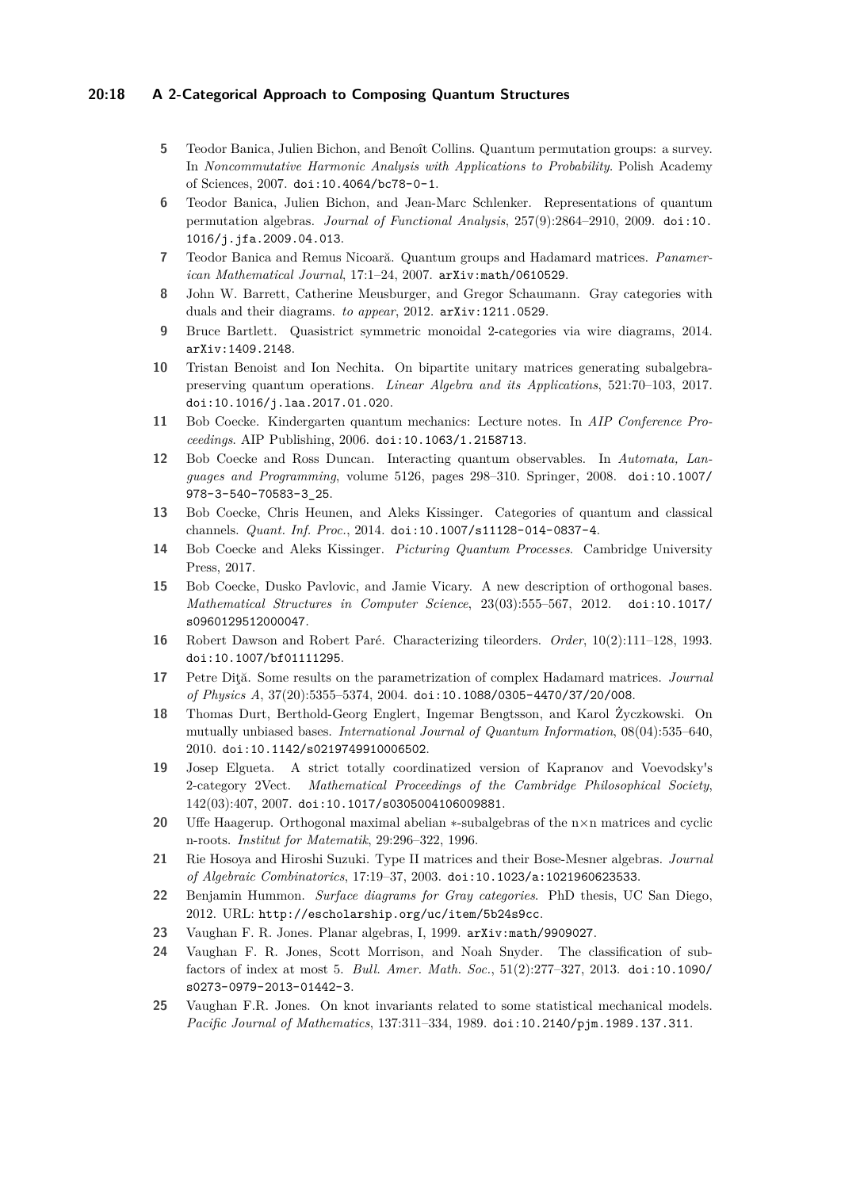5. Teodor Banica, Julien Bichon, and Benoît Collins. Quantum permutation groups: a survey. In *Noncommutative Harmonic Analysis with Applications to Probability*. Polish Academy of Sciences, 2007. doi:10.4064/bc78-0-1.
6. Teodor Banica, Julien Bichon, and Jean-Marc Schlenker. Representations of quantum permutation algebras. *Journal of Functional Analysis*, 257(9):2864–2910, 2009. doi:10.1016/j.jfa.2009.04.013.
7. Teodor Banica and Remus Nicoară. Quantum groups and Hadamard matrices. *Panamerican Mathematical Journal*, 17:1–24, 2007. arXiv:math/0610529.
8. John W. Barrett, Catherine Meusburger, and Gregor Schaumann. Gray categories with duals and their diagrams. *to appear*, 2012. arXiv:1211.0529.
9. Bruce Bartlett. Quasistrict symmetric monoidal 2-categories via wire diagrams, 2014. arXiv:1409.2148.
10. Tristan Benoist and Ion Nechita. On bipartite unitary matrices generating subalgebra-preserving quantum operations. *Linear Algebra and its Applications*, 521:70–103, 2017. doi:10.1016/j.laa.2017.01.020.
11. Bob Coecke. Kindergarten quantum mechanics: Lecture notes. In *AIP Conference Proceedings*. AIP Publishing, 2006. doi:10.1063/1.2158713.
12. Bob Coecke and Ross Duncan. Interacting quantum observables. In *Automata, Languages and Programming*, volume 5126, pages 298–310. Springer, 2008. doi:10.1007/978-3-540-70583-3_25.
13. Bob Coecke, Chris Heunen, and Aleks Kissinger. Categories of quantum and classical channels. *Quant. Inf. Proc.*, 2014. doi:10.1007/s11128-014-0837-4.
14. Bob Coecke and Aleks Kissinger. *Picturing Quantum Processes*. Cambridge University Press, 2017.
15. Bob Coecke, Dusko Pavlovic, and Jamie Vicary. A new description of orthogonal bases. *Mathematical Structures in Computer Science*, 23(03):555–567, 2012. doi:10.1017/s0960129512000047.
16. Robert Dawson and Robert Paré. Characterizing tileorders. *Order*, 10(2):111–128, 1993. doi:10.1007/bf01111295.
17. Petre Diţă. Some results on the parametrization of complex Hadamard matrices. *Journal of Physics A*, 37(20):5355–5374, 2004. doi:10.1088/0305-4470/37/20/008.
18. Thomas Durt, Berthold-Georg Englert, Ingemar Bengtsson, and Karol Życzkowski. On mutually unbiased bases. *International Journal of Quantum Information*, 08(04):535–640, 2010. doi:10.1142/s0219749910006502.
19. Josep Elgueta. A strict totally coordinatized version of Kapranov and Voevodsky's 2-category 2Vect. *Mathematical Proceedings of the Cambridge Philosophical Society*, 142(03):407, 2007. doi:10.1017/s0305004106009881.
20. Uffe Haagerup. Orthogonal maximal abelian ∗-subalgebras of the n×n matrices and cyclic n-roots. *Institut for Matematik*, 29:296–322, 1996.
21. Rie Hosoya and Hiroshi Suzuki. Type II matrices and their Bose-Mesner algebras. *Journal of Algebraic Combinatorics*, 17:19–37, 2003. doi:10.1023/a:1021960623533.
22. Benjamin Hummon. *Surface diagrams for Gray categories*. PhD thesis, UC San Diego, 2012. URL: http://escholarship.org/uc/item/5b24s9cc.
23. Vaughan F. R. Jones. Planar algebras, I, 1999. arXiv:math/9909027.
24. Vaughan F. R. Jones, Scott Morrison, and Noah Snyder. The classification of subfactors of index at most 5. *Bull. Amer. Math. Soc.*, 51(2):277–327, 2013. doi:10.1090/s0273-0979-2013-01442-3.
25. Vaughan F.R. Jones. On knot invariants related to some statistical mechanical models. *Pacific Journal of Mathematics*, 137:311–334, 1989. doi:10.2140/pjm.1989.137.311.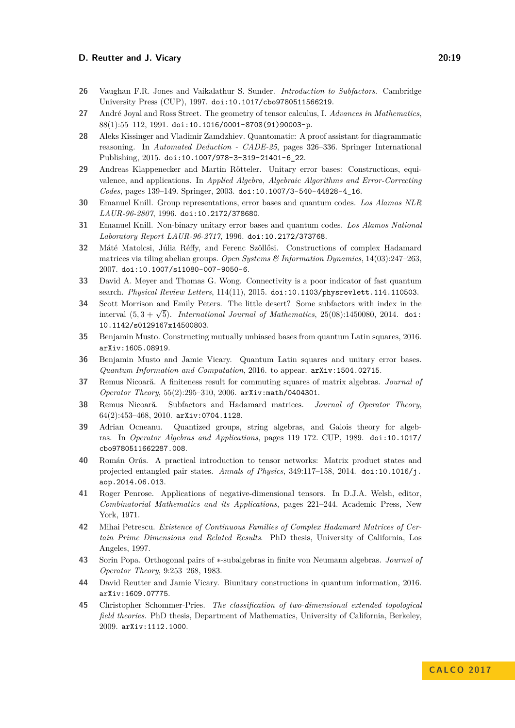26 Vaughan F.R. Jones and Vaikalathur S. Sunder. *Introduction to Subfactors*. Cambridge University Press (CUP), 1997. doi:10.1017/cbo9780511566219.

27 André Joyal and Ross Street. The geometry of tensor calculus, I. *Advances in Mathematics*, 88(1):55–112, 1991. doi:10.1016/0001-8708(91)90003-p.

28 Aleks Kissinger and Vladimir Zamdzhiev. Quantomatic: A proof assistant for diagrammatic reasoning. In *Automated Deduction - CADE-25*, pages 326–336. Springer International Publishing, 2015. doi:10.1007/978-3-319-21401-6_22.

29 Andreas Klappenecker and Martin Rötteler. Unitary error bases: Constructions, equivalence, and applications. In *Applied Algebra, Algebraic Algorithms and Error-Correcting Codes*, pages 139–149. Springer, 2003. doi:10.1007/3-540-44828-4_16.

30 Emanuel Knill. Group representations, error bases and quantum codes. *Los Alamos NLR LAUR-96-2807*, 1996. doi:10.2172/378680.

31 Emanuel Knill. Non-binary unitary error bases and quantum codes. *Los Alamos National Laboratory Report LAUR-96-2717*, 1996. doi:10.2172/373768.

32 Máté Matolcsi, Júlia Réffy, and Ferenc Szöllősi. Constructions of complex Hadamard matrices via tiling abelian groups. *Open Systems & Information Dynamics*, 14(03):247–263, 2007. doi:10.1007/s11080-007-9050-6.

33 David A. Meyer and Thomas G. Wong. Connectivity is a poor indicator of fast quantum search. *Physical Review Letters*, 114(11), 2015. doi:10.1103/physrevlett.114.110503.

34 Scott Morrison and Emily Peters. The little desert? Some subfactors with index in the interval $(5, 3+\sqrt{5})$. *International Journal of Mathematics*, 25(08):1450080, 2014. doi:10.1142/s0129167x14500803.

35 Benjamin Musto. Constructing mutually unbiased bases from quantum Latin squares, 2016. arXiv:1605.08919.

36 Benjamin Musto and Jamie Vicary. Quantum Latin squares and unitary error bases. *Quantum Information and Computation*, 2016. to appear. arXiv:1504.02715.

37 Remus Nicoară. A finiteness result for commuting squares of matrix algebras. *Journal of Operator Theory*, 55(2):295–310, 2006. arXiv:math/0404301.

38 Remus Nicoară. Subfactors and Hadamard matrices. *Journal of Operator Theory*, 64(2):453–468, 2010. arXiv:0704.1128.

39 Adrian Ocneanu. Quantized groups, string algebras, and Galois theory for algebras. In *Operator Algebras and Applications*, pages 119–172. CUP, 1989. doi:10.1017/cbo9780511662287.008.

40 Román Orús. A practical introduction to tensor networks: Matrix product states and projected entangled pair states. *Annals of Physics*, 349:117–158, 2014. doi:10.1016/j.aop.2014.06.013.

41 Roger Penrose. Applications of negative-dimensional tensors. In D.J.A. Welsh, editor, *Combinatorial Mathematics and its Applications*, pages 221–244. Academic Press, New York, 1971.

42 Mihai Petrescu. *Existence of Continuous Families of Complex Hadamard Matrices of Certain Prime Dimensions and Related Results*. PhD thesis, University of California, Los Angeles, 1997.

43 Sorin Popa. Orthogonal pairs of $*$-subalgebras in finite von Neumann algebras. *Journal of Operator Theory*, 9:253–268, 1983.

44 David Reutter and Jamie Vicary. Biunitary constructions in quantum information, 2016. arXiv:1609.07775.

45 Christopher Schommer-Pries. *The classification of two-dimensional extended topological field theories*. PhD thesis, Department of Mathematics, University of California, Berkeley, 2009. arXiv:1112.1000.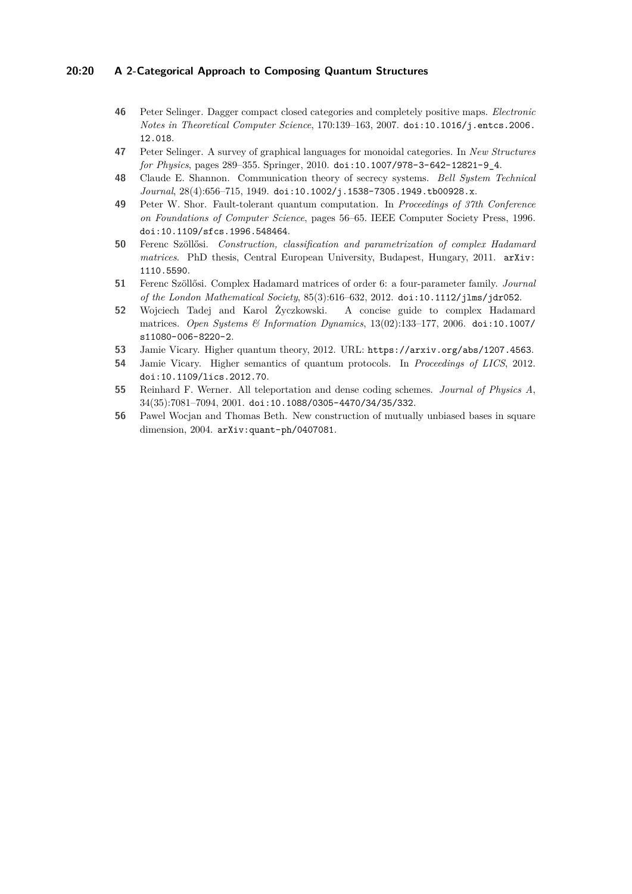46. Peter Selinger. Dagger compact closed categories and completely positive maps. *Electronic Notes in Theoretical Computer Science*, 170:139–163, 2007. doi:10.1016/j.entcs.2006.12.018.
47. Peter Selinger. A survey of graphical languages for monoidal categories. In *New Structures for Physics*, pages 289–355. Springer, 2010. doi:10.1007/978-3-642-12821-9_4.
48. Claude E. Shannon. Communication theory of secrecy systems. *Bell System Technical Journal*, 28(4):656–715, 1949. doi:10.1002/j.1538-7305.1949.tb00928.x.
49. Peter W. Shor. Fault-tolerant quantum computation. In *Proceedings of 37th Conference on Foundations of Computer Science*, pages 56–65. IEEE Computer Society Press, 1996. doi:10.1109/sfcs.1996.548464.
50. Ferenc Szöllősi. *Construction, classification and parametrization of complex Hadamard matrices*. PhD thesis, Central European University, Budapest, Hungary, 2011. arXiv:1110.5590.
51. Ferenc Szöllősi. Complex Hadamard matrices of order 6: a four-parameter family. *Journal of the London Mathematical Society*, 85(3):616–632, 2012. doi:10.1112/jlms/jdr052.
52. Wojciech Tadej and Karol Życzkowski. A concise guide to complex Hadamard matrices. *Open Systems & Information Dynamics*, 13(02):133–177, 2006. doi:10.1007/s11080-006-8220-2.
53. Jamie Vicary. Higher quantum theory, 2012. URL: https://arxiv.org/abs/1207.4563.
54. Jamie Vicary. Higher semantics of quantum protocols. In *Proceedings of LICS*, 2012. doi:10.1109/lics.2012.70.
55. Reinhard F. Werner. All teleportation and dense coding schemes. *Journal of Physics A*, 34(35):7081–7094, 2001. doi:10.1088/0305-4470/34/35/332.
56. Pawel Wocjan and Thomas Beth. New construction of mutually unbiased bases in square dimension, 2004. arXiv:quant-ph/0407081.